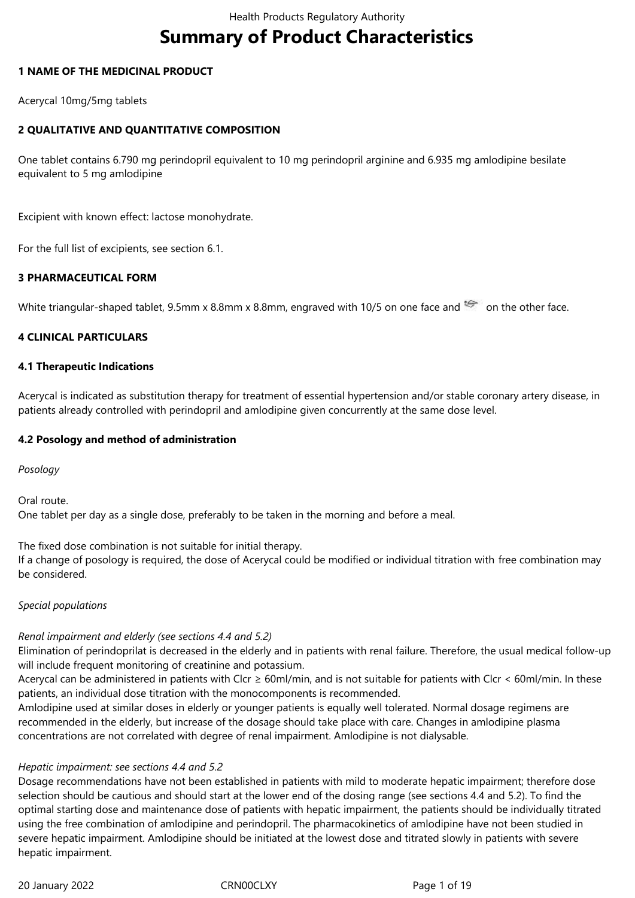# Summary of Product Characteristics

## 1 NAME OF THE MEDICINAL PRODUCT

Acerycal 10mg/5mg tablets

## 2 QUALITATIVE AND QUANTITATIVE COMPOSITION

One tablet contains 6.790 mg perindopril equivalent to 10 mg perindopril arginine and 6.935 mg amlodipine besilate equivalent to 5 mg amlodipine

Excipient with known effect: lactose monohydrate.

For the full list of excipients, see section 6.1.

## 3 PHARMACEUTICAL FORM

White triangular-shaped tablet, 9.5mm x 8.8mm x 8.8mm, engraved with 10/5 on one face and on the other face.

## 4 CLINICAL PARTICULARS

### 4.1 Therapeutic Indications

Acerycal is indicated as substitution therapy for treatment of essential hypertension and/or stable coronary artery disease, in patients already controlled with perindopril and amlodipine given concurrently at the same dose level.

### 4.2 Posology and method of administration

*Posology*

Oral route.
One tablet per day as a single dose, preferably to be taken in the morning and before a meal.

The fixed dose combination is not suitable for initial therapy.
If a change of posology is required, the dose of Acerycal could be modified or individual titration with free combination may be considered.

*Special populations*

*Renal impairment and elderly (see sections 4.4 and 5.2)*
Elimination of perindoprilat is decreased in the elderly and in patients with renal failure. Therefore, the usual medical follow-up will include frequent monitoring of creatinine and potassium.
Acerycal can be administered in patients with Clcr ≥ 60ml/min, and is not suitable for patients with Clcr < 60ml/min. In these patients, an individual dose titration with the monocomponents is recommended.
Amlodipine used at similar doses in elderly or younger patients is equally well tolerated. Normal dosage regimens are recommended in the elderly, but increase of the dosage should take place with care. Changes in amlodipine plasma concentrations are not correlated with degree of renal impairment. Amlodipine is not dialysable.

*Hepatic impairment: see sections 4.4 and 5.2*
Dosage recommendations have not been established in patients with mild to moderate hepatic impairment; therefore dose selection should be cautious and should start at the lower end of the dosing range (see sections 4.4 and 5.2). To find the optimal starting dose and maintenance dose of patients with hepatic impairment, the patients should be individually titrated using the free combination of amlodipine and perindopril. The pharmacokinetics of amlodipine have not been studied in severe hepatic impairment. Amlodipine should be initiated at the lowest dose and titrated slowly in patients with severe hepatic impairment.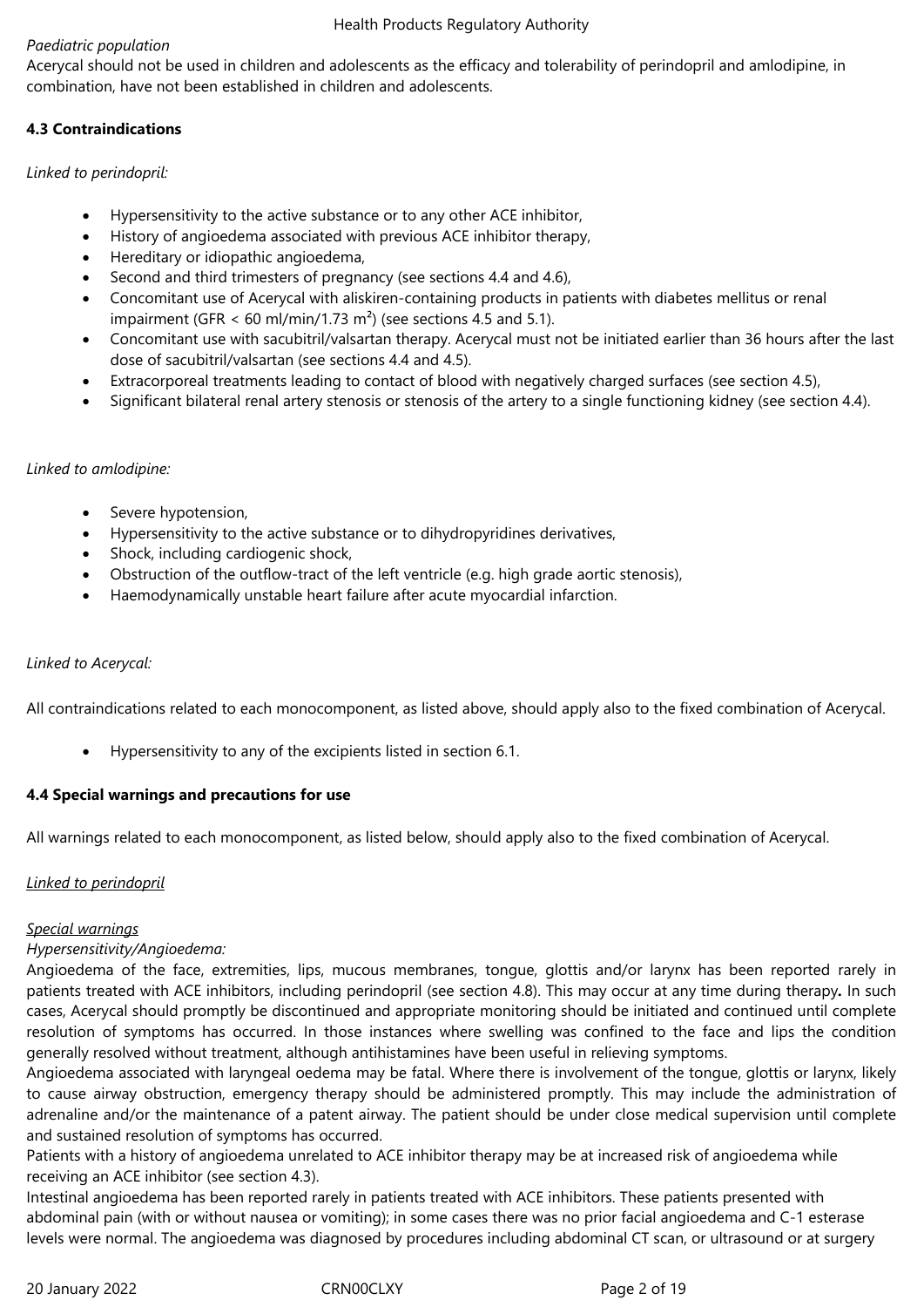*Paediatric population*

Acerycal should not be used in children and adolescents as the efficacy and tolerability of perindopril and amlodipine, in combination, have not been established in children and adolescents.

**4.3 Contraindications**

*Linked to perindopril:*

- Hypersensitivity to the active substance or to any other ACE inhibitor,
- History of angioedema associated with previous ACE inhibitor therapy,
- Hereditary or idiopathic angioedema,
- Second and third trimesters of pregnancy (see sections 4.4 and 4.6),
- Concomitant use of Acerycal with aliskiren-containing products in patients with diabetes mellitus or renal impairment (GFR < 60 ml/min/1.73 m²) (see sections 4.5 and 5.1).
- Concomitant use with sacubitril/valsartan therapy. Acerycal must not be initiated earlier than 36 hours after the last dose of sacubitril/valsartan (see sections 4.4 and 4.5).
- Extracorporeal treatments leading to contact of blood with negatively charged surfaces (see section 4.5),
- Significant bilateral renal artery stenosis or stenosis of the artery to a single functioning kidney (see section 4.4).

*Linked to amlodipine:*

- Severe hypotension,
- Hypersensitivity to the active substance or to dihydropyridines derivatives,
- Shock, including cardiogenic shock,
- Obstruction of the outflow-tract of the left ventricle (e.g. high grade aortic stenosis),
- Haemodynamically unstable heart failure after acute myocardial infarction.

*Linked to Acerycal:*

All contraindications related to each monocomponent, as listed above, should apply also to the fixed combination of Acerycal.

- Hypersensitivity to any of the excipients listed in section 6.1.

**4.4 Special warnings and precautions for use**

All warnings related to each monocomponent, as listed below, should apply also to the fixed combination of Acerycal.

*Linked to perindopril*

*Special warnings*

*Hypersensitivity/Angioedema:*

Angioedema of the face, extremities, lips, mucous membranes, tongue, glottis and/or larynx has been reported rarely in patients treated with ACE inhibitors, including perindopril (see section 4.8). This may occur at any time during therapy**.** In such cases, Acerycal should promptly be discontinued and appropriate monitoring should be initiated and continued until complete resolution of symptoms has occurred. In those instances where swelling was confined to the face and lips the condition generally resolved without treatment, although antihistamines have been useful in relieving symptoms.

Angioedema associated with laryngeal oedema may be fatal. Where there is involvement of the tongue, glottis or larynx, likely to cause airway obstruction, emergency therapy should be administered promptly. This may include the administration of adrenaline and/or the maintenance of a patent airway. The patient should be under close medical supervision until complete and sustained resolution of symptoms has occurred.

Patients with a history of angioedema unrelated to ACE inhibitor therapy may be at increased risk of angioedema while receiving an ACE inhibitor (see section 4.3).

Intestinal angioedema has been reported rarely in patients treated with ACE inhibitors. These patients presented with abdominal pain (with or without nausea or vomiting); in some cases there was no prior facial angioedema and C-1 esterase levels were normal. The angioedema was diagnosed by procedures including abdominal CT scan, or ultrasound or at surgery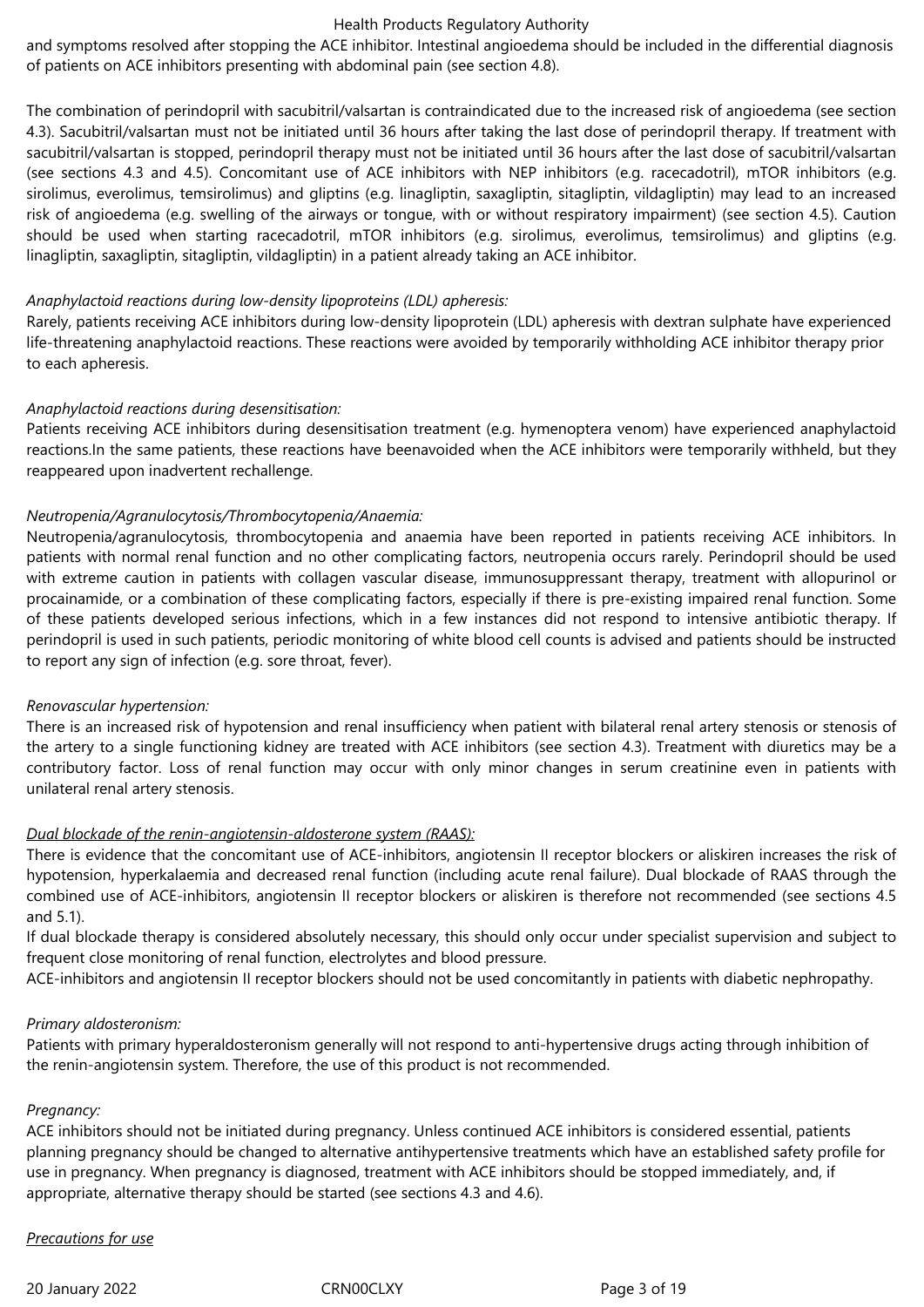and symptoms resolved after stopping the ACE inhibitor. Intestinal angioedema should be included in the differential diagnosis of patients on ACE inhibitors presenting with abdominal pain (see section 4.8).

The combination of perindopril with sacubitril/valsartan is contraindicated due to the increased risk of angioedema (see section 4.3). Sacubitril/valsartan must not be initiated until 36 hours after taking the last dose of perindopril therapy. If treatment with sacubitril/valsartan is stopped, perindopril therapy must not be initiated until 36 hours after the last dose of sacubitril/valsartan (see sections 4.3 and 4.5). Concomitant use of ACE inhibitors with NEP inhibitors (e.g. racecadotril), mTOR inhibitors (e.g. sirolimus, everolimus, temsirolimus) and gliptins (e.g. linagliptin, saxagliptin, sitagliptin, vildagliptin) may lead to an increased risk of angioedema (e.g. swelling of the airways or tongue, with or without respiratory impairment) (see section 4.5). Caution should be used when starting racecadotril, mTOR inhibitors (e.g. sirolimus, everolimus, temsirolimus) and gliptins (e.g. linagliptin, saxagliptin, sitagliptin, vildagliptin) in a patient already taking an ACE inhibitor.

*Anaphylactoid reactions during low-density lipoproteins (LDL) apheresis:*
Rarely, patients receiving ACE inhibitors during low-density lipoprotein (LDL) apheresis with dextran sulphate have experienced life-threatening anaphylactoid reactions. These reactions were avoided by temporarily withholding ACE inhibitor therapy prior to each apheresis.

*Anaphylactoid reactions during desensitisation:*
Patients receiving ACE inhibitors during desensitisation treatment (e.g. hymenoptera venom) have experienced anaphylactoid reactions.In the same patients, these reactions have beenavoided when the ACE inhibitors were temporarily withheld, but they reappeared upon inadvertent rechallenge.

*Neutropenia/Agranulocytosis/Thrombocytopenia/Anaemia:*
Neutropenia/agranulocytosis, thrombocytopenia and anaemia have been reported in patients receiving ACE inhibitors. In patients with normal renal function and no other complicating factors, neutropenia occurs rarely. Perindopril should be used with extreme caution in patients with collagen vascular disease, immunosuppressant therapy, treatment with allopurinol or procainamide, or a combination of these complicating factors, especially if there is pre-existing impaired renal function. Some of these patients developed serious infections, which in a few instances did not respond to intensive antibiotic therapy. If perindopril is used in such patients, periodic monitoring of white blood cell counts is advised and patients should be instructed to report any sign of infection (e.g. sore throat, fever).

*Renovascular hypertension:*
There is an increased risk of hypotension and renal insufficiency when patient with bilateral renal artery stenosis or stenosis of the artery to a single functioning kidney are treated with ACE inhibitors (see section 4.3). Treatment with diuretics may be a contributory factor. Loss of renal function may occur with only minor changes in serum creatinine even in patients with unilateral renal artery stenosis.

*Dual blockade of the renin-angiotensin-aldosterone system (RAAS):*
There is evidence that the concomitant use of ACE-inhibitors, angiotensin II receptor blockers or aliskiren increases the risk of hypotension, hyperkalaemia and decreased renal function (including acute renal failure). Dual blockade of RAAS through the combined use of ACE-inhibitors, angiotensin II receptor blockers or aliskiren is therefore not recommended (see sections 4.5 and 5.1).
If dual blockade therapy is considered absolutely necessary, this should only occur under specialist supervision and subject to frequent close monitoring of renal function, electrolytes and blood pressure.
ACE-inhibitors and angiotensin II receptor blockers should not be used concomitantly in patients with diabetic nephropathy.

*Primary aldosteronism:*
Patients with primary hyperaldosteronism generally will not respond to anti-hypertensive drugs acting through inhibition of the renin-angiotensin system. Therefore, the use of this product is not recommended.

*Pregnancy:*
ACE inhibitors should not be initiated during pregnancy. Unless continued ACE inhibitors is considered essential, patients planning pregnancy should be changed to alternative antihypertensive treatments which have an established safety profile for use in pregnancy. When pregnancy is diagnosed, treatment with ACE inhibitors should be stopped immediately, and, if appropriate, alternative therapy should be started (see sections 4.3 and 4.6).

*Precautions for use*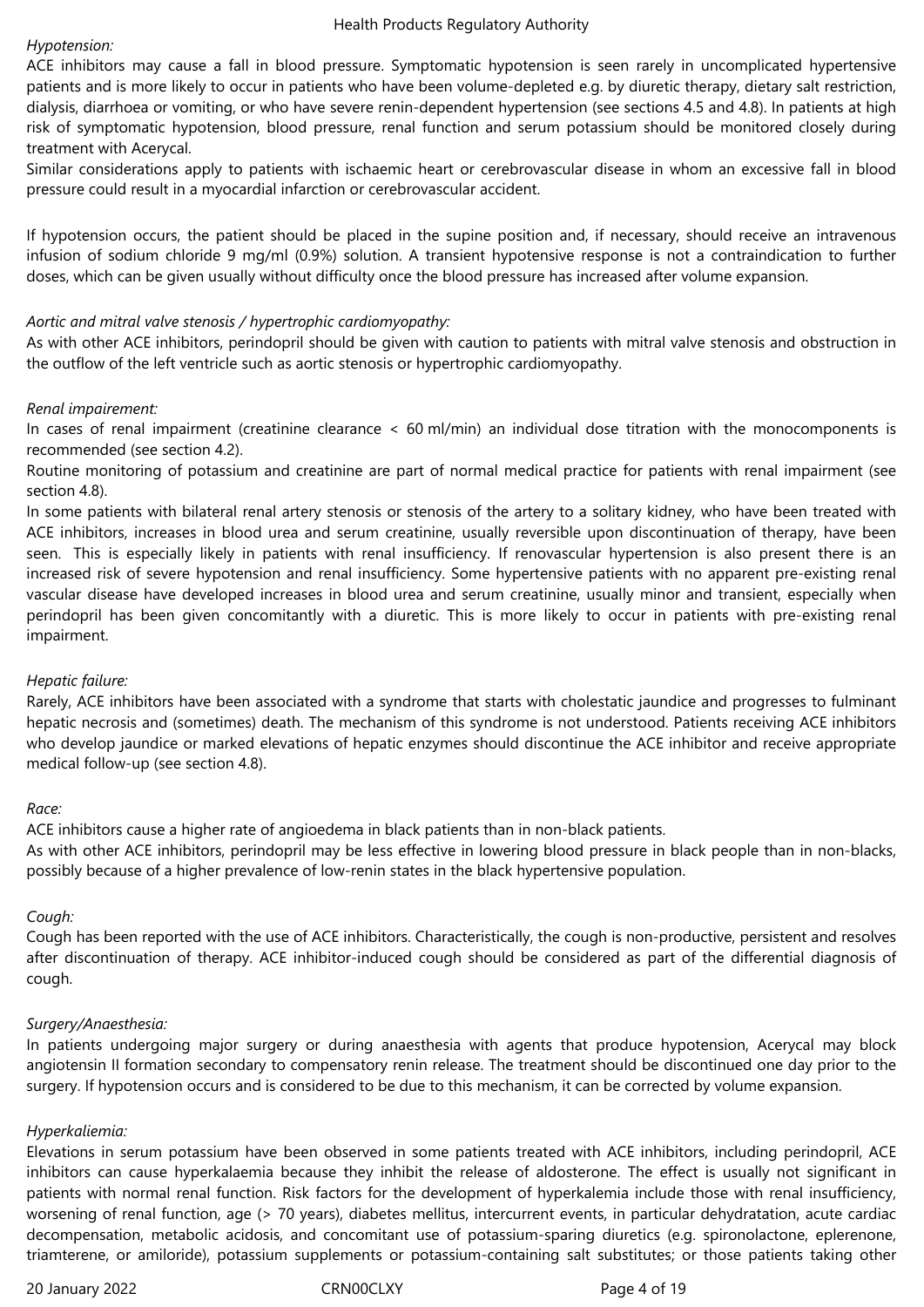*Hypotension:*
ACE inhibitors may cause a fall in blood pressure. Symptomatic hypotension is seen rarely in uncomplicated hypertensive patients and is more likely to occur in patients who have been volume-depleted e.g. by diuretic therapy, dietary salt restriction, dialysis, diarrhoea or vomiting, or who have severe renin-dependent hypertension (see sections 4.5 and 4.8). In patients at high risk of symptomatic hypotension, blood pressure, renal function and serum potassium should be monitored closely during treatment with Acerycal.
Similar considerations apply to patients with ischaemic heart or cerebrovascular disease in whom an excessive fall in blood pressure could result in a myocardial infarction or cerebrovascular accident.

If hypotension occurs, the patient should be placed in the supine position and, if necessary, should receive an intravenous infusion of sodium chloride 9 mg/ml (0.9%) solution. A transient hypotensive response is not a contraindication to further doses, which can be given usually without difficulty once the blood pressure has increased after volume expansion.

*Aortic and mitral valve stenosis / hypertrophic cardiomyopathy:*
As with other ACE inhibitors, perindopril should be given with caution to patients with mitral valve stenosis and obstruction in the outflow of the left ventricle such as aortic stenosis or hypertrophic cardiomyopathy.

*Renal impairement:*
In cases of renal impairment (creatinine clearance < 60 ml/min) an individual dose titration with the monocomponents is recommended (see section 4.2).
Routine monitoring of potassium and creatinine are part of normal medical practice for patients with renal impairment (see section 4.8).
In some patients with bilateral renal artery stenosis or stenosis of the artery to a solitary kidney, who have been treated with ACE inhibitors, increases in blood urea and serum creatinine, usually reversible upon discontinuation of therapy, have been seen. This is especially likely in patients with renal insufficiency. If renovascular hypertension is also present there is an increased risk of severe hypotension and renal insufficiency. Some hypertensive patients with no apparent pre-existing renal vascular disease have developed increases in blood urea and serum creatinine, usually minor and transient, especially when perindopril has been given concomitantly with a diuretic. This is more likely to occur in patients with pre-existing renal impairment.

*Hepatic failure:*
Rarely, ACE inhibitors have been associated with a syndrome that starts with cholestatic jaundice and progresses to fulminant hepatic necrosis and (sometimes) death. The mechanism of this syndrome is not understood. Patients receiving ACE inhibitors who develop jaundice or marked elevations of hepatic enzymes should discontinue the ACE inhibitor and receive appropriate medical follow-up (see section 4.8).

*Race:*
ACE inhibitors cause a higher rate of angioedema in black patients than in non-black patients.
As with other ACE inhibitors, perindopril may be less effective in lowering blood pressure in black people than in non-blacks, possibly because of a higher prevalence of low-renin states in the black hypertensive population.

*Cough:*
Cough has been reported with the use of ACE inhibitors. Characteristically, the cough is non-productive, persistent and resolves after discontinuation of therapy. ACE inhibitor-induced cough should be considered as part of the differential diagnosis of cough.

*Surgery/Anaesthesia:*
In patients undergoing major surgery or during anaesthesia with agents that produce hypotension, Acerycal may block angiotensin II formation secondary to compensatory renin release. The treatment should be discontinued one day prior to the surgery. If hypotension occurs and is considered to be due to this mechanism, it can be corrected by volume expansion.

*Hyperkaliemia:*
Elevations in serum potassium have been observed in some patients treated with ACE inhibitors, including perindopril, ACE inhibitors can cause hyperkalaemia because they inhibit the release of aldosterone. The effect is usually not significant in patients with normal renal function. Risk factors for the development of hyperkalemia include those with renal insufficiency, worsening of renal function, age (> 70 years), diabetes mellitus, intercurrent events, in particular dehydratation, acute cardiac decompensation, metabolic acidosis, and concomitant use of potassium-sparing diuretics (e.g. spironolactone, eplerenone, triamterene, or amiloride), potassium supplements or potassium-containing salt substitutes; or those patients taking other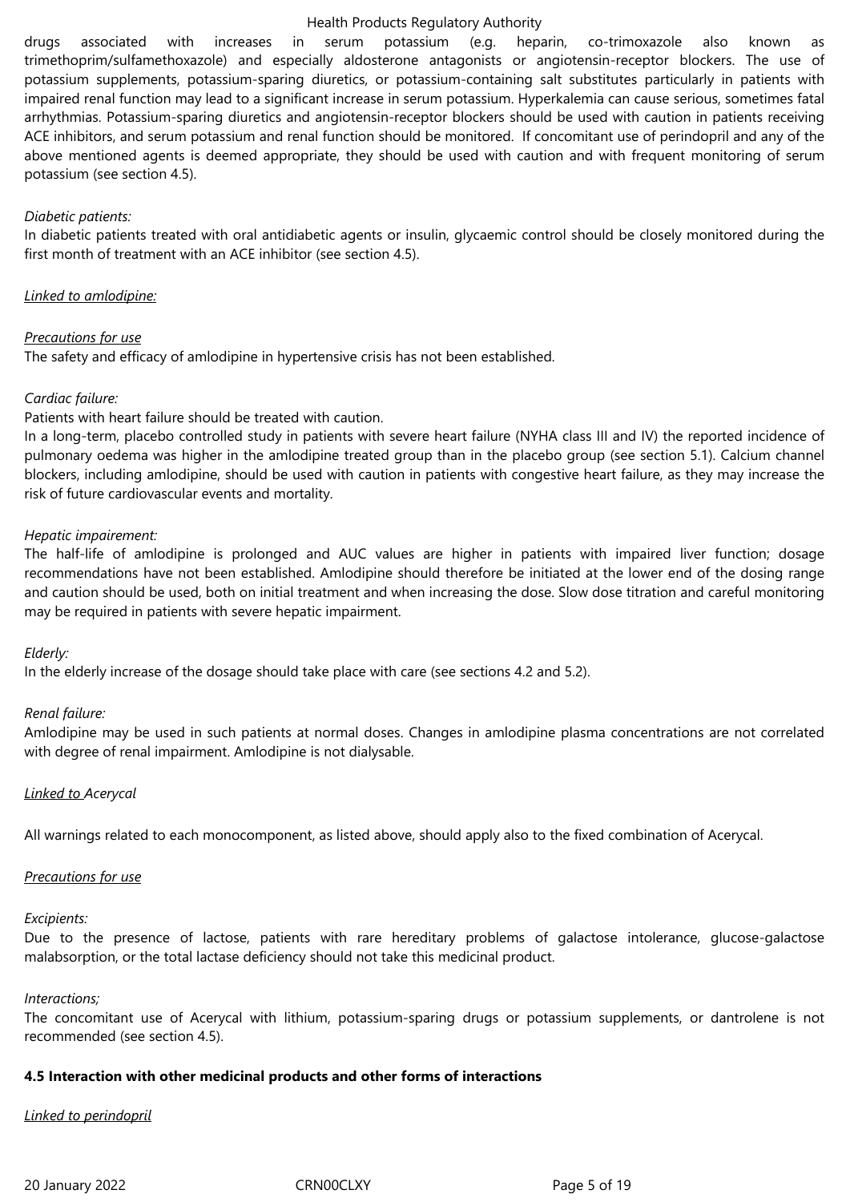drugs associated with increases in serum potassium (e.g. heparin, co-trimoxazole also known as trimethoprim/sulfamethoxazole) and especially aldosterone antagonists or angiotensin-receptor blockers. The use of potassium supplements, potassium-sparing diuretics, or potassium-containing salt substitutes particularly in patients with impaired renal function may lead to a significant increase in serum potassium. Hyperkalemia can cause serious, sometimes fatal arrhythmias. Potassium-sparing diuretics and angiotensin-receptor blockers should be used with caution in patients receiving ACE inhibitors, and serum potassium and renal function should be monitored. If concomitant use of perindopril and any of the above mentioned agents is deemed appropriate, they should be used with caution and with frequent monitoring of serum potassium (see section 4.5).

*Diabetic patients:*
In diabetic patients treated with oral antidiabetic agents or insulin, glycaemic control should be closely monitored during the first month of treatment with an ACE inhibitor (see section 4.5).

*Linked to amlodipine:*

*Precautions for use*
The safety and efficacy of amlodipine in hypertensive crisis has not been established.

*Cardiac failure:*
Patients with heart failure should be treated with caution.
In a long-term, placebo controlled study in patients with severe heart failure (NYHA class III and IV) the reported incidence of pulmonary oedema was higher in the amlodipine treated group than in the placebo group (see section 5.1). Calcium channel blockers, including amlodipine, should be used with caution in patients with congestive heart failure, as they may increase the risk of future cardiovascular events and mortality.

*Hepatic impairement:*
The half-life of amlodipine is prolonged and AUC values are higher in patients with impaired liver function; dosage recommendations have not been established. Amlodipine should therefore be initiated at the lower end of the dosing range and caution should be used, both on initial treatment and when increasing the dose. Slow dose titration and careful monitoring may be required in patients with severe hepatic impairment.

*Elderly:*
In the elderly increase of the dosage should take place with care (see sections 4.2 and 5.2).

*Renal failure:*
Amlodipine may be used in such patients at normal doses. Changes in amlodipine plasma concentrations are not correlated with degree of renal impairment. Amlodipine is not dialysable.

*Linked to Acerycal*

All warnings related to each monocomponent, as listed above, should apply also to the fixed combination of Acerycal.

*Precautions for use*

*Excipients:*
Due to the presence of lactose, patients with rare hereditary problems of galactose intolerance, glucose-galactose malabsorption, or the total lactase deficiency should not take this medicinal product.

*Interactions;*
The concomitant use of Acerycal with lithium, potassium-sparing drugs or potassium supplements, or dantrolene is not recommended (see section 4.5).

**4.5 Interaction with other medicinal products and other forms of interactions**

*Linked to perindopril*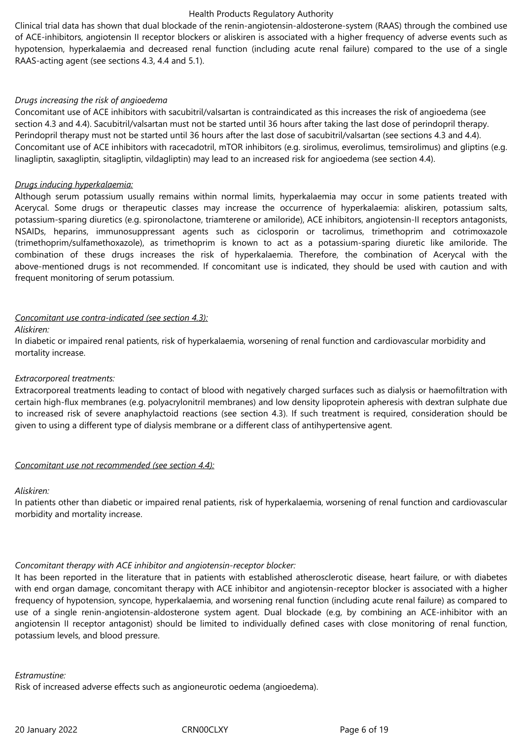Clinical trial data has shown that dual blockade of the renin-angiotensin-aldosterone-system (RAAS) through the combined use of ACE-inhibitors, angiotensin II receptor blockers or aliskiren is associated with a higher frequency of adverse events such as hypotension, hyperkalaemia and decreased renal function (including acute renal failure) compared to the use of a single RAAS-acting agent (see sections 4.3, 4.4 and 5.1).

*Drugs increasing the risk of angioedema*

Concomitant use of ACE inhibitors with sacubitril/valsartan is contraindicated as this increases the risk of angioedema (see section 4.3 and 4.4). Sacubitril/valsartan must not be started until 36 hours after taking the last dose of perindopril therapy. Perindopril therapy must not be started until 36 hours after the last dose of sacubitril/valsartan (see sections 4.3 and 4.4). Concomitant use of ACE inhibitors with racecadotril, mTOR inhibitors (e.g. sirolimus, everolimus, temsirolimus) and gliptins (e.g. linagliptin, saxagliptin, sitagliptin, vildagliptin) may lead to an increased risk for angioedema (see section 4.4).

*Drugs inducing hyperkalaemia:*

Although serum potassium usually remains within normal limits, hyperkalaemia may occur in some patients treated with Acerycal. Some drugs or therapeutic classes may increase the occurrence of hyperkalaemia: aliskiren, potassium salts, potassium-sparing diuretics (e.g. spironolactone, triamterene or amiloride), ACE inhibitors, angiotensin-II receptors antagonists, NSAIDs, heparins, immunosuppressant agents such as ciclosporin or tacrolimus, trimethoprim and cotrimoxazole (trimethoprim/sulfamethoxazole), as trimethoprim is known to act as a potassium-sparing diuretic like amiloride. The combination of these drugs increases the risk of hyperkalaemia. Therefore, the combination of Acerycal with the above-mentioned drugs is not recommended. If concomitant use is indicated, they should be used with caution and with frequent monitoring of serum potassium.

*Concomitant use contra-indicated (see section 4.3):*

*Aliskiren:*

In diabetic or impaired renal patients, risk of hyperkalaemia, worsening of renal function and cardiovascular morbidity and mortality increase.

*Extracorporeal treatments:*

Extracorporeal treatments leading to contact of blood with negatively charged surfaces such as dialysis or haemofiltration with certain high-flux membranes (e.g. polyacrylonitril membranes) and low density lipoprotein apheresis with dextran sulphate due to increased risk of severe anaphylactoid reactions (see section 4.3). If such treatment is required, consideration should be given to using a different type of dialysis membrane or a different class of antihypertensive agent.

*Concomitant use not recommended (see section 4.4):*

*Aliskiren:*

In patients other than diabetic or impaired renal patients, risk of hyperkalaemia, worsening of renal function and cardiovascular morbidity and mortality increase.

*Concomitant therapy with ACE inhibitor and angiotensin-receptor blocker:*

It has been reported in the literature that in patients with established atherosclerotic disease, heart failure, or with diabetes with end organ damage, concomitant therapy with ACE inhibitor and angiotensin-receptor blocker is associated with a higher frequency of hypotension, syncope, hyperkalaemia, and worsening renal function (including acute renal failure) as compared to use of a single renin-angiotensin-aldosterone system agent. Dual blockade (e.g, by combining an ACE-inhibitor with an angiotensin II receptor antagonist) should be limited to individually defined cases with close monitoring of renal function, potassium levels, and blood pressure.

*Estramustine:*

Risk of increased adverse effects such as angioneurotic oedema (angioedema).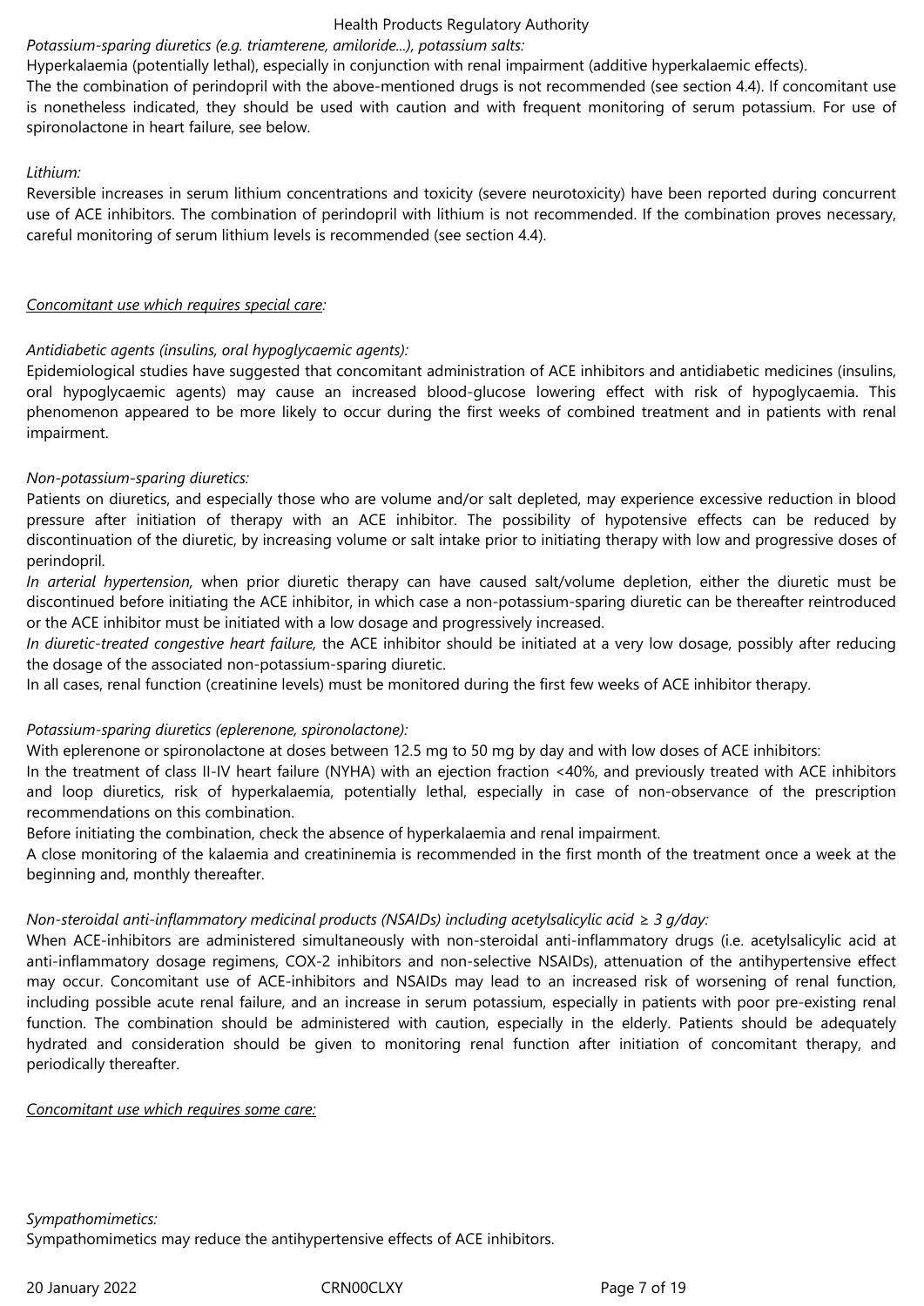*Potassium-sparing diuretics (e.g. triamterene, amiloride...), potassium salts:*
Hyperkalaemia (potentially lethal), especially in conjunction with renal impairment (additive hyperkalaemic effects).
The the combination of perindopril with the above-mentioned drugs is not recommended (see section 4.4). If concomitant use is nonetheless indicated, they should be used with caution and with frequent monitoring of serum potassium. For use of spironolactone in heart failure, see below.

*Lithium:*
Reversible increases in serum lithium concentrations and toxicity (severe neurotoxicity) have been reported during concurrent use of ACE inhibitors. The combination of perindopril with lithium is not recommended. If the combination proves necessary, careful monitoring of serum lithium levels is recommended (see section 4.4).

*Concomitant use which requires special care:*

*Antidiabetic agents (insulins, oral hypoglycaemic agents):*
Epidemiological studies have suggested that concomitant administration of ACE inhibitors and antidiabetic medicines (insulins, oral hypoglycaemic agents) may cause an increased blood-glucose lowering effect with risk of hypoglycaemia. This phenomenon appeared to be more likely to occur during the first weeks of combined treatment and in patients with renal impairment.

*Non-potassium-sparing diuretics:*
Patients on diuretics, and especially those who are volume and/or salt depleted, may experience excessive reduction in blood pressure after initiation of therapy with an ACE inhibitor. The possibility of hypotensive effects can be reduced by discontinuation of the diuretic, by increasing volume or salt intake prior to initiating therapy with low and progressive doses of perindopril.
*In arterial hypertension,* when prior diuretic therapy can have caused salt/volume depletion, either the diuretic must be discontinued before initiating the ACE inhibitor, in which case a non-potassium-sparing diuretic can be thereafter reintroduced or the ACE inhibitor must be initiated with a low dosage and progressively increased.
*In diuretic-treated congestive heart failure,* the ACE inhibitor should be initiated at a very low dosage, possibly after reducing the dosage of the associated non-potassium-sparing diuretic.
In all cases, renal function (creatinine levels) must be monitored during the first few weeks of ACE inhibitor therapy.

*Potassium-sparing diuretics (eplerenone, spironolactone):*
With eplerenone or spironolactone at doses between 12.5 mg to 50 mg by day and with low doses of ACE inhibitors:
In the treatment of class II-IV heart failure (NYHA) with an ejection fraction <40%, and previously treated with ACE inhibitors and loop diuretics, risk of hyperkalaemia, potentially lethal, especially in case of non-observance of the prescription recommendations on this combination.
Before initiating the combination, check the absence of hyperkalaemia and renal impairment.
A close monitoring of the kalaemia and creatininemia is recommended in the first month of the treatment once a week at the beginning and, monthly thereafter.

*Non-steroidal anti-inflammatory medicinal products (NSAIDs) including acetylsalicylic acid ≥ 3 g/day:*
When ACE-inhibitors are administered simultaneously with non-steroidal anti-inflammatory drugs (i.e. acetylsalicylic acid at anti-inflammatory dosage regimens, COX-2 inhibitors and non-selective NSAIDs), attenuation of the antihypertensive effect may occur. Concomitant use of ACE-inhibitors and NSAIDs may lead to an increased risk of worsening of renal function, including possible acute renal failure, and an increase in serum potassium, especially in patients with poor pre-existing renal function. The combination should be administered with caution, especially in the elderly. Patients should be adequately hydrated and consideration should be given to monitoring renal function after initiation of concomitant therapy, and periodically thereafter.

*Concomitant use which requires some care:*

*Sympathomimetics:*
Sympathomimetics may reduce the antihypertensive effects of ACE inhibitors.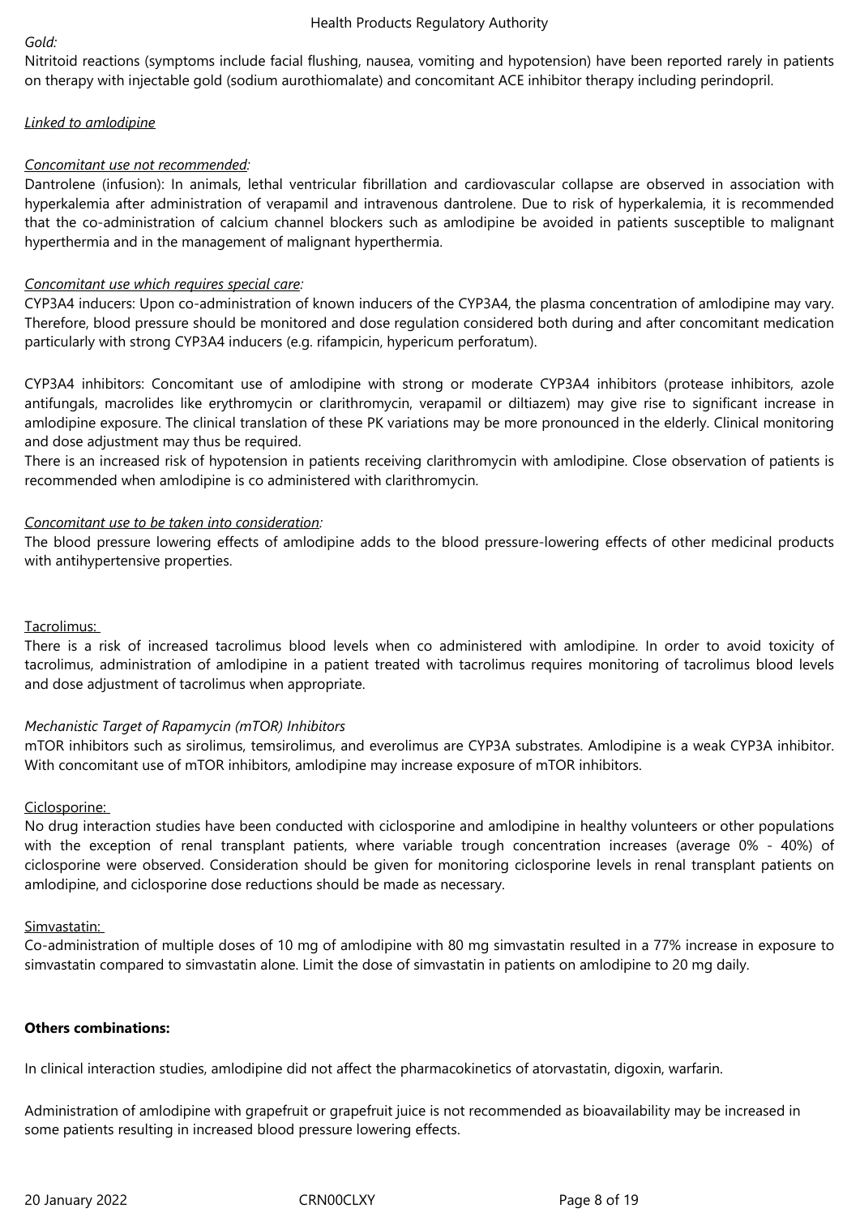*Gold:*
Nitritoid reactions (symptoms include facial flushing, nausea, vomiting and hypotension) have been reported rarely in patients on therapy with injectable gold (sodium aurothiomalate) and concomitant ACE inhibitor therapy including perindopril.

*Linked to amlodipine*

*Concomitant use not recommended:*
Dantrolene (infusion): In animals, lethal ventricular fibrillation and cardiovascular collapse are observed in association with hyperkalemia after administration of verapamil and intravenous dantrolene. Due to risk of hyperkalemia, it is recommended that the co-administration of calcium channel blockers such as amlodipine be avoided in patients susceptible to malignant hyperthermia and in the management of malignant hyperthermia.

*Concomitant use which requires special care:*
CYP3A4 inducers: Upon co-administration of known inducers of the CYP3A4, the plasma concentration of amlodipine may vary. Therefore, blood pressure should be monitored and dose regulation considered both during and after concomitant medication particularly with strong CYP3A4 inducers (e.g. rifampicin, hypericum perforatum).

CYP3A4 inhibitors: Concomitant use of amlodipine with strong or moderate CYP3A4 inhibitors (protease inhibitors, azole antifungals, macrolides like erythromycin or clarithromycin, verapamil or diltiazem) may give rise to significant increase in amlodipine exposure. The clinical translation of these PK variations may be more pronounced in the elderly. Clinical monitoring and dose adjustment may thus be required.
There is an increased risk of hypotension in patients receiving clarithromycin with amlodipine. Close observation of patients is recommended when amlodipine is co administered with clarithromycin.

*Concomitant use to be taken into consideration:*
The blood pressure lowering effects of amlodipine adds to the blood pressure-lowering effects of other medicinal products with antihypertensive properties.

Tacrolimus:
There is a risk of increased tacrolimus blood levels when co administered with amlodipine. In order to avoid toxicity of tacrolimus, administration of amlodipine in a patient treated with tacrolimus requires monitoring of tacrolimus blood levels and dose adjustment of tacrolimus when appropriate.

*Mechanistic Target of Rapamycin (mTOR) Inhibitors*
mTOR inhibitors such as sirolimus, temsirolimus, and everolimus are CYP3A substrates. Amlodipine is a weak CYP3A inhibitor. With concomitant use of mTOR inhibitors, amlodipine may increase exposure of mTOR inhibitors.

Ciclosporine:
No drug interaction studies have been conducted with ciclosporine and amlodipine in healthy volunteers or other populations with the exception of renal transplant patients, where variable trough concentration increases (average 0% - 40%) of ciclosporine were observed. Consideration should be given for monitoring ciclosporine levels in renal transplant patients on amlodipine, and ciclosporine dose reductions should be made as necessary.

Simvastatin:
Co-administration of multiple doses of 10 mg of amlodipine with 80 mg simvastatin resulted in a 77% increase in exposure to simvastatin compared to simvastatin alone. Limit the dose of simvastatin in patients on amlodipine to 20 mg daily.

**Others combinations:**

In clinical interaction studies, amlodipine did not affect the pharmacokinetics of atorvastatin, digoxin, warfarin.

Administration of amlodipine with grapefruit or grapefruit juice is not recommended as bioavailability may be increased in some patients resulting in increased blood pressure lowering effects.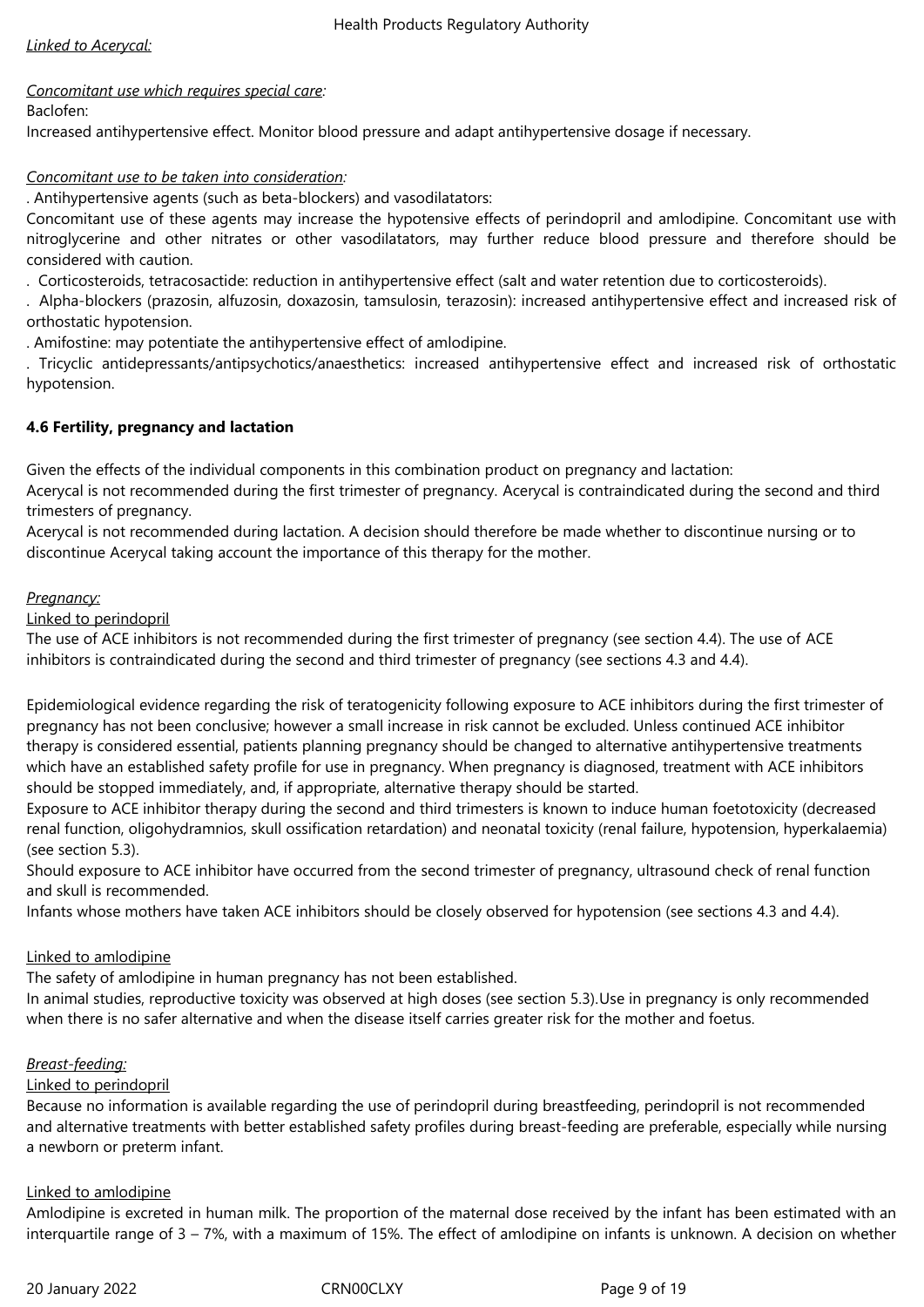*Linked to Acerycal:*

*Concomitant use which requires special care:*

Baclofen:

Increased antihypertensive effect. Monitor blood pressure and adapt antihypertensive dosage if necessary.

*Concomitant use to be taken into consideration:*

. Antihypertensive agents (such as beta-blockers) and vasodilatators:

Concomitant use of these agents may increase the hypotensive effects of perindopril and amlodipine. Concomitant use with nitroglycerine and other nitrates or other vasodilatators, may further reduce blood pressure and therefore should be considered with caution.

. Corticosteroids, tetracosactide: reduction in antihypertensive effect (salt and water retention due to corticosteroids).

. Alpha-blockers (prazosin, alfuzosin, doxazosin, tamsulosin, terazosin): increased antihypertensive effect and increased risk of orthostatic hypotension.

. Amifostine: may potentiate the antihypertensive effect of amlodipine.

. Tricyclic antidepressants/antipsychotics/anaesthetics: increased antihypertensive effect and increased risk of orthostatic hypotension.

**4.6 Fertility, pregnancy and lactation**

Given the effects of the individual components in this combination product on pregnancy and lactation:

Acerycal is not recommended during the first trimester of pregnancy. Acerycal is contraindicated during the second and third trimesters of pregnancy.

Acerycal is not recommended during lactation. A decision should therefore be made whether to discontinue nursing or to discontinue Acerycal taking account the importance of this therapy for the mother.

*Pregnancy:*

Linked to perindopril

The use of ACE inhibitors is not recommended during the first trimester of pregnancy (see section 4.4). The use of ACE inhibitors is contraindicated during the second and third trimester of pregnancy (see sections 4.3 and 4.4).

Epidemiological evidence regarding the risk of teratogenicity following exposure to ACE inhibitors during the first trimester of pregnancy has not been conclusive; however a small increase in risk cannot be excluded. Unless continued ACE inhibitor therapy is considered essential, patients planning pregnancy should be changed to alternative antihypertensive treatments which have an established safety profile for use in pregnancy. When pregnancy is diagnosed, treatment with ACE inhibitors should be stopped immediately, and, if appropriate, alternative therapy should be started.

Exposure to ACE inhibitor therapy during the second and third trimesters is known to induce human foetotoxicity (decreased renal function, oligohydramnios, skull ossification retardation) and neonatal toxicity (renal failure, hypotension, hyperkalaemia) (see section 5.3).

Should exposure to ACE inhibitor have occurred from the second trimester of pregnancy, ultrasound check of renal function and skull is recommended.

Infants whose mothers have taken ACE inhibitors should be closely observed for hypotension (see sections 4.3 and 4.4).

Linked to amlodipine

The safety of amlodipine in human pregnancy has not been established.

In animal studies, reproductive toxicity was observed at high doses (see section 5.3).Use in pregnancy is only recommended when there is no safer alternative and when the disease itself carries greater risk for the mother and foetus.

*Breast-feeding:*

Linked to perindopril

Because no information is available regarding the use of perindopril during breastfeeding, perindopril is not recommended and alternative treatments with better established safety profiles during breast-feeding are preferable, especially while nursing a newborn or preterm infant.

Linked to amlodipine

Amlodipine is excreted in human milk. The proportion of the maternal dose received by the infant has been estimated with an interquartile range of 3 – 7%, with a maximum of 15%. The effect of amlodipine on infants is unknown. A decision on whether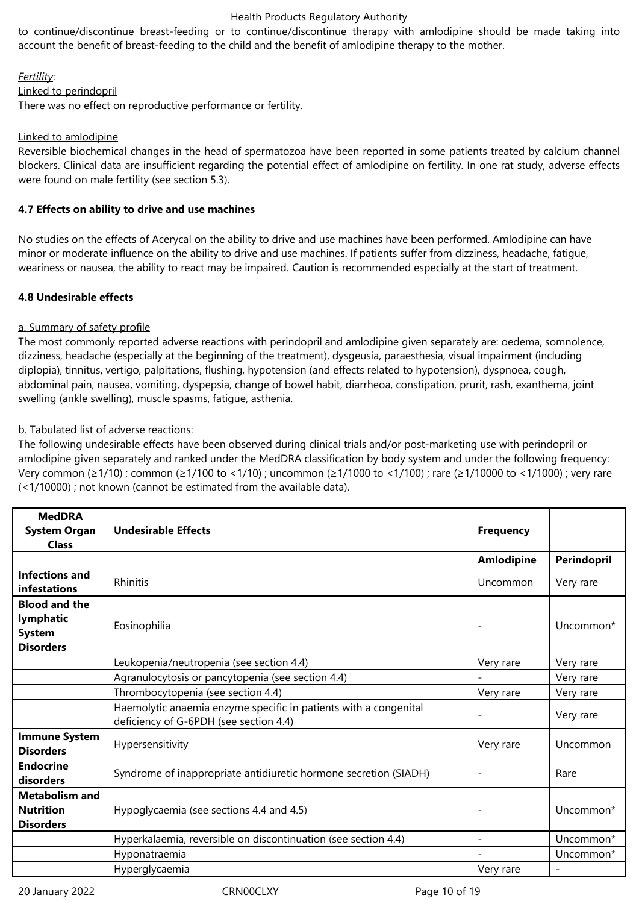to continue/discontinue breast-feeding or to continue/discontinue therapy with amlodipine should be made taking into account the benefit of breast-feeding to the child and the benefit of amlodipine therapy to the mother.

*Fertility*:

Linked to perindopril

There was no effect on reproductive performance or fertility.

Linked to amlodipine

Reversible biochemical changes in the head of spermatozoa have been reported in some patients treated by calcium channel blockers. Clinical data are insufficient regarding the potential effect of amlodipine on fertility. In one rat study, adverse effects were found on male fertility (see section 5.3).

**4.7 Effects on ability to drive and use machines**

No studies on the effects of Acerycal on the ability to drive and use machines have been performed. Amlodipine can have minor or moderate influence on the ability to drive and use machines. If patients suffer from dizziness, headache, fatigue, weariness or nausea, the ability to react may be impaired. Caution is recommended especially at the start of treatment.

**4.8 Undesirable effects**

a. Summary of safety profile

The most commonly reported adverse reactions with perindopril and amlodipine given separately are: oedema, somnolence, dizziness, headache (especially at the beginning of the treatment), dysgeusia, paraesthesia, visual impairment (including diplopia), tinnitus, vertigo, palpitations, flushing, hypotension (and effects related to hypotension), dyspnoea, cough, abdominal pain, nausea, vomiting, dyspepsia, change of bowel habit, diarrheoa, constipation, prurit, rash, exanthema, joint swelling (ankle swelling), muscle spasms, fatigue, asthenia.

b. Tabulated list of adverse reactions:

The following undesirable effects have been observed during clinical trials and/or post-marketing use with perindopril or amlodipine given separately and ranked under the MedDRA classification by body system and under the following frequency: Very common (≥1/10) ; common (≥1/100 to <1/10) ; uncommon (≥1/1000 to <1/100) ; rare (≥1/10000 to <1/1000) ; very rare (<1/10000) ; not known (cannot be estimated from the available data).

| MedDRA System Organ Class | Undesirable Effects | Frequency | |
|---|---|---|---|
| | | **Amlodipine** | **Perindopril** |
| **Infections and infestations** | Rhinitis | Uncommon | Very rare |
| **Blood and the lymphatic System Disorders** | Eosinophilia | - | Uncommon* |
| | Leukopenia/neutropenia (see section 4.4) | Very rare | Very rare |
| | Agranulocytosis or pancytopenia (see section 4.4) | - | Very rare |
| | Thrombocytopenia (see section 4.4) | Very rare | Very rare |
| | Haemolytic anaemia enzyme specific in patients with a congenital deficiency of G-6PDH (see section 4.4) | - | Very rare |
| **Immune System Disorders** | Hypersensitivity | Very rare | Uncommon |
| **Endocrine disorders** | Syndrome of inappropriate antidiuretic hormone secretion (SIADH) | - | Rare |
| **Metabolism and Nutrition Disorders** | Hypoglycaemia (see sections 4.4 and 4.5) | - | Uncommon* |
| | Hyperkalaemia, reversible on discontinuation (see section 4.4) | - | Uncommon* |
| | Hyponatraemia | - | Uncommon* |
| | Hyperglycaemia | Very rare | - |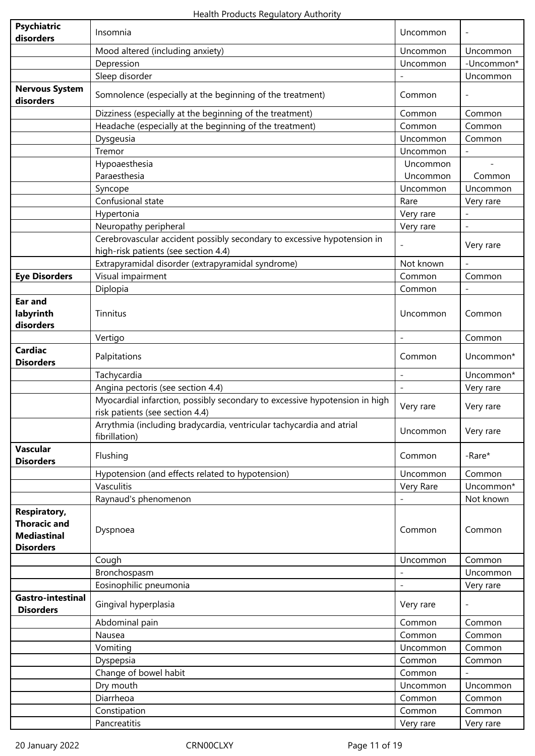| | | | |
|---|---|---|---|
| **Psychiatric disorders** | Insomnia | Uncommon | - |
| | Mood altered (including anxiety) | Uncommon | Uncommon |
| | Depression | Uncommon | -Uncommon* |
| | Sleep disorder | - | Uncommon |
| **Nervous System disorders** | Somnolence (especially at the beginning of the treatment) | Common | - |
| | Dizziness (especially at the beginning of the treatment) | Common | Common |
| | Headache (especially at the beginning of the treatment) | Common | Common |
| | Dysgeusia | Uncommon | Common |
| | Tremor | Uncommon | - |
| | Hypoaesthesia<br>Paraesthesia | Uncommon<br>Uncommon | -<br>Common |
| | Syncope | Uncommon | Uncommon |
| | Confusional state | Rare | Very rare |
| | Hypertonia | Very rare | - |
| | Neuropathy peripheral | Very rare | - |
| | Cerebrovascular accident possibly secondary to excessive hypotension in high-risk patients (see section 4.4) | - | Very rare |
| | Extrapyramidal disorder (extrapyramidal syndrome) | Not known | - |
| **Eye Disorders** | Visual impairment | Common | Common |
| | Diplopia | Common | - |
| **Ear and labyrinth disorders** | Tinnitus | Uncommon | Common |
| | Vertigo | - | Common |
| **Cardiac Disorders** | Palpitations | Common | Uncommon* |
| | Tachycardia | - | Uncommon* |
| | Angina pectoris (see section 4.4) | - | Very rare |
| | Myocardial infarction, possibly secondary to excessive hypotension in high risk patients (see section 4.4) | Very rare | Very rare |
| | Arrythmia (including bradycardia, ventricular tachycardia and atrial fibrillation) | Uncommon | Very rare |
| **Vascular Disorders** | Flushing | Common | -Rare* |
| | Hypotension (and effects related to hypotension) | Uncommon | Common |
| | Vasculitis | Very Rare | Uncommon* |
| | Raynaud's phenomenon | - | Not known |
| **Respiratory, Thoracic and Mediastinal Disorders** | Dyspnoea | Common | Common |
| | Cough | Uncommon | Common |
| | Bronchospasm | - | Uncommon |
| | Eosinophilic pneumonia | - | Very rare |
| **Gastro-intestinal Disorders** | Gingival hyperplasia | Very rare | - |
| | Abdominal pain | Common | Common |
| | Nausea | Common | Common |
| | Vomiting | Uncommon | Common |
| | Dyspepsia | Common | Common |
| | Change of bowel habit | Common | - |
| | Dry mouth | Uncommon | Uncommon |
| | Diarrheoa | Common | Common |
| | Constipation | Common | Common |
| | Pancreatitis | Very rare | Very rare |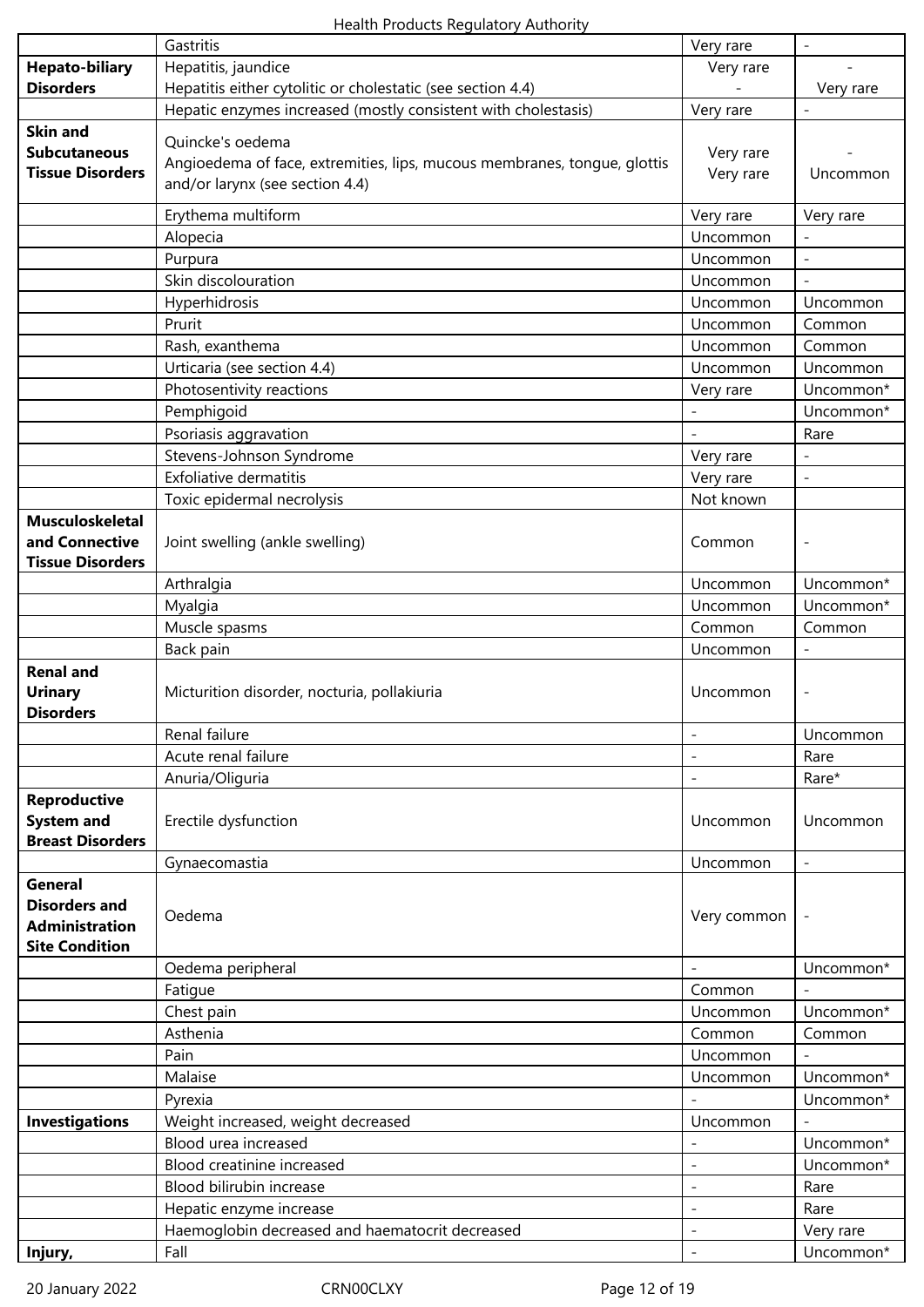| | Gastritis | Very rare | - |
|---|---|---|---|
| **Hepato-biliary Disorders** | Hepatitis, jaundice<br>Hepatitis either cytolitic or cholestatic (see section 4.4) | Very rare<br>- | -<br>Very rare |
| | Hepatic enzymes increased (mostly consistent with cholestasis) | Very rare | - |
| **Skin and Subcutaneous Tissue Disorders** | Quincke's oedema<br>Angioedema of face, extremities, lips, mucous membranes, tongue, glottis and/or larynx (see section 4.4) | Very rare<br>Very rare | -<br>Uncommon |
| | Erythema multiform | Very rare | Very rare |
| | Alopecia | Uncommon | - |
| | Purpura | Uncommon | - |
| | Skin discolouration | Uncommon | - |
| | Hyperhidrosis | Uncommon | Uncommon |
| | Prurit | Uncommon | Common |
| | Rash, exanthema | Uncommon | Common |
| | Urticaria (see section 4.4) | Uncommon | Uncommon |
| | Photosentivity reactions | Very rare | Uncommon* |
| | Pemphigoid | - | Uncommon* |
| | Psoriasis aggravation | - | Rare |
| | Stevens-Johnson Syndrome | Very rare | - |
| | Exfoliative dermatitis | Very rare | - |
| | Toxic epidermal necrolysis | Not known | |
| **Musculoskeletal and Connective Tissue Disorders** | Joint swelling (ankle swelling) | Common | - |
| | Arthralgia | Uncommon | Uncommon* |
| | Myalgia | Uncommon | Uncommon* |
| | Muscle spasms | Common | Common |
| | Back pain | Uncommon | - |
| **Renal and Urinary Disorders** | Micturition disorder, nocturia, pollakiuria | Uncommon | - |
| | Renal failure | - | Uncommon |
| | Acute renal failure | - | Rare |
| | Anuria/Oliguria | - | Rare* |
| **Reproductive System and Breast Disorders** | Erectile dysfunction | Uncommon | Uncommon |
| | Gynaecomastia | Uncommon | - |
| **General Disorders and Administration Site Condition** | Oedema | Very common | - |
| | Oedema peripheral | - | Uncommon* |
| | Fatigue | Common | - |
| | Chest pain | Uncommon | Uncommon* |
| | Asthenia | Common | Common |
| | Pain | Uncommon | - |
| | Malaise | Uncommon | Uncommon* |
| | Pyrexia | - | Uncommon* |
| **Investigations** | Weight increased, weight decreased | Uncommon | - |
| | Blood urea increased | - | Uncommon* |
| | Blood creatinine increased | - | Uncommon* |
| | Blood bilirubin increase | - | Rare |
| | Hepatic enzyme increase | - | Rare |
| | Haemoglobin decreased and haematocrit decreased | - | Very rare |
| **Injury,** | Fall | - | Uncommon* |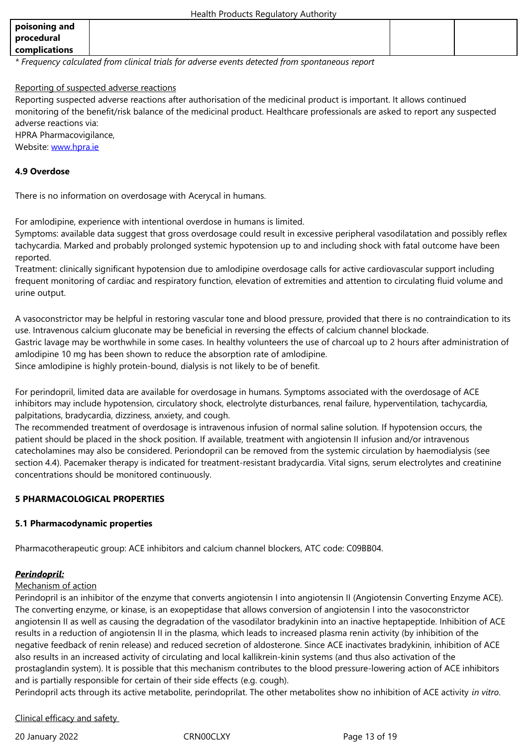| poisoning and procedural complications | | | |
|---|---|---|---|

*\* Frequency calculated from clinical trials for adverse events detected from spontaneous report*

<u>Reporting of suspected adverse reactions</u>

Reporting suspected adverse reactions after authorisation of the medicinal product is important. It allows continued monitoring of the benefit/risk balance of the medicinal product. Healthcare professionals are asked to report any suspected adverse reactions via:
HPRA Pharmacovigilance,
Website: www.hpra.ie

**4.9 Overdose**

There is no information on overdosage with Acerycal in humans.

For amlodipine, experience with intentional overdose in humans is limited.
Symptoms: available data suggest that gross overdosage could result in excessive peripheral vasodilatation and possibly reflex tachycardia. Marked and probably prolonged systemic hypotension up to and including shock with fatal outcome have been reported.
Treatment: clinically significant hypotension due to amlodipine overdosage calls for active cardiovascular support including frequent monitoring of cardiac and respiratory function, elevation of extremities and attention to circulating fluid volume and urine output.

A vasoconstrictor may be helpful in restoring vascular tone and blood pressure, provided that there is no contraindication to its use. Intravenous calcium gluconate may be beneficial in reversing the effects of calcium channel blockade.
Gastric lavage may be worthwhile in some cases. In healthy volunteers the use of charcoal up to 2 hours after administration of amlodipine 10 mg has been shown to reduce the absorption rate of amlodipine.
Since amlodipine is highly protein-bound, dialysis is not likely to be of benefit.

For perindopril, limited data are available for overdosage in humans. Symptoms associated with the overdosage of ACE inhibitors may include hypotension, circulatory shock, electrolyte disturbances, renal failure, hyperventilation, tachycardia, palpitations, bradycardia, dizziness, anxiety, and cough.
The recommended treatment of overdosage is intravenous infusion of normal saline solution. If hypotension occurs, the patient should be placed in the shock position. If available, treatment with angiotensin II infusion and/or intravenous catecholamines may also be considered. Periondopril can be removed from the systemic circulation by haemodialysis (see section 4.4). Pacemaker therapy is indicated for treatment-resistant bradycardia. Vital signs, serum electrolytes and creatinine concentrations should be monitored continuously.

**5 PHARMACOLOGICAL PROPERTIES**

**5.1 Pharmacodynamic properties**

Pharmacotherapeutic group: ACE inhibitors and calcium channel blockers, ATC code: C09BB04.

***<u>Perindopril:</u>***

<u>Mechanism of action</u>

Perindopril is an inhibitor of the enzyme that converts angiotensin I into angiotensin II (Angiotensin Converting Enzyme ACE). The converting enzyme, or kinase, is an exopeptidase that allows conversion of angiotensin I into the vasoconstrictor angiotensin II as well as causing the degradation of the vasodilator bradykinin into an inactive heptapeptide. Inhibition of ACE results in a reduction of angiotensin II in the plasma, which leads to increased plasma renin activity (by inhibition of the negative feedback of renin release) and reduced secretion of aldosterone. Since ACE inactivates bradykinin, inhibition of ACE also results in an increased activity of circulating and local kallikrein-kinin systems (and thus also activation of the prostaglandin system). It is possible that this mechanism contributes to the blood pressure-lowering action of ACE inhibitors and is partially responsible for certain of their side effects (e.g. cough).
Perindopril acts through its active metabolite, perindoprilat. The other metabolites show no inhibition of ACE activity *in vitro*.

<u>Clinical efficacy and safety</u>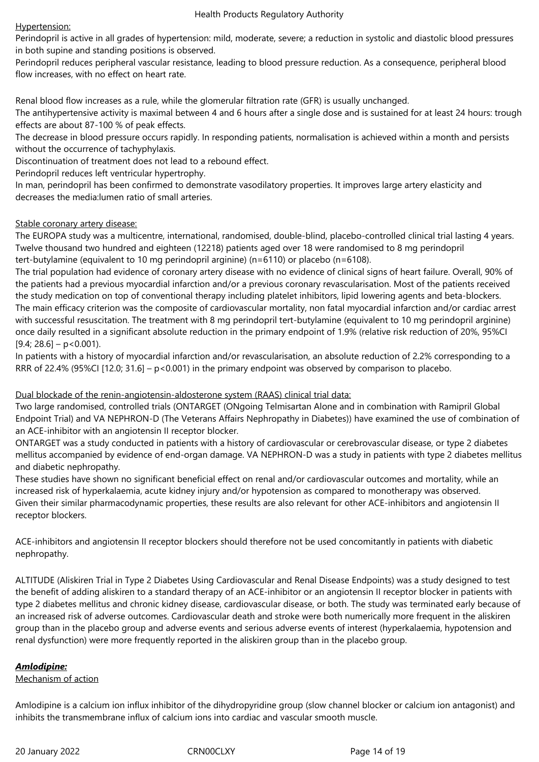Hypertension:

Perindopril is active in all grades of hypertension: mild, moderate, severe; a reduction in systolic and diastolic blood pressures in both supine and standing positions is observed.

Perindopril reduces peripheral vascular resistance, leading to blood pressure reduction. As a consequence, peripheral blood flow increases, with no effect on heart rate.

Renal blood flow increases as a rule, while the glomerular filtration rate (GFR) is usually unchanged.

The antihypertensive activity is maximal between 4 and 6 hours after a single dose and is sustained for at least 24 hours: trough effects are about 87-100 % of peak effects.

The decrease in blood pressure occurs rapidly. In responding patients, normalisation is achieved within a month and persists without the occurrence of tachyphylaxis.

Discontinuation of treatment does not lead to a rebound effect.

Perindopril reduces left ventricular hypertrophy.

In man, perindopril has been confirmed to demonstrate vasodilatory properties. It improves large artery elasticity and decreases the media:lumen ratio of small arteries.

Stable coronary artery disease:

The EUROPA study was a multicentre, international, randomised, double-blind, placebo-controlled clinical trial lasting 4 years. Twelve thousand two hundred and eighteen (12218) patients aged over 18 were randomised to 8 mg perindopril tert-butylamine (equivalent to 10 mg perindopril arginine) (n=6110) or placebo (n=6108).

The trial population had evidence of coronary artery disease with no evidence of clinical signs of heart failure. Overall, 90% of the patients had a previous myocardial infarction and/or a previous coronary revascularisation. Most of the patients received the study medication on top of conventional therapy including platelet inhibitors, lipid lowering agents and beta-blockers.

The main efficacy criterion was the composite of cardiovascular mortality, non fatal myocardial infarction and/or cardiac arrest with successful resuscitation. The treatment with 8 mg perindopril tert-butylamine (equivalent to 10 mg perindopril arginine) once daily resulted in a significant absolute reduction in the primary endpoint of 1.9% (relative risk reduction of 20%, 95%CI [9.4; 28.6] – $p<0.001$).

In patients with a history of myocardial infarction and/or revascularisation, an absolute reduction of 2.2% corresponding to a RRR of 22.4% (95%CI [12.0; 31.6] – $p<0.001$) in the primary endpoint was observed by comparison to placebo.

Dual blockade of the renin-angiotensin-aldosterone system (RAAS) clinical trial data:

Two large randomised, controlled trials (ONTARGET (ONgoing Telmisartan Alone and in combination with Ramipril Global Endpoint Trial) and VA NEPHRON-D (The Veterans Affairs Nephropathy in Diabetes)) have examined the use of combination of an ACE-inhibitor with an angiotensin II receptor blocker.

ONTARGET was a study conducted in patients with a history of cardiovascular or cerebrovascular disease, or type 2 diabetes mellitus accompanied by evidence of end-organ damage. VA NEPHRON-D was a study in patients with type 2 diabetes mellitus and diabetic nephropathy.

These studies have shown no significant beneficial effect on renal and/or cardiovascular outcomes and mortality, while an increased risk of hyperkalaemia, acute kidney injury and/or hypotension as compared to monotherapy was observed.

Given their similar pharmacodynamic properties, these results are also relevant for other ACE-inhibitors and angiotensin II receptor blockers.

ACE-inhibitors and angiotensin II receptor blockers should therefore not be used concomitantly in patients with diabetic nephropathy.

ALTITUDE (Aliskiren Trial in Type 2 Diabetes Using Cardiovascular and Renal Disease Endpoints) was a study designed to test the benefit of adding aliskiren to a standard therapy of an ACE-inhibitor or an angiotensin II receptor blocker in patients with type 2 diabetes mellitus and chronic kidney disease, cardiovascular disease, or both. The study was terminated early because of an increased risk of adverse outcomes. Cardiovascular death and stroke were both numerically more frequent in the aliskiren group than in the placebo group and adverse events and serious adverse events of interest (hyperkalaemia, hypotension and renal dysfunction) were more frequently reported in the aliskiren group than in the placebo group.

***Amlodipine:***

Mechanism of action

Amlodipine is a calcium ion influx inhibitor of the dihydropyridine group (slow channel blocker or calcium ion antagonist) and inhibits the transmembrane influx of calcium ions into cardiac and vascular smooth muscle.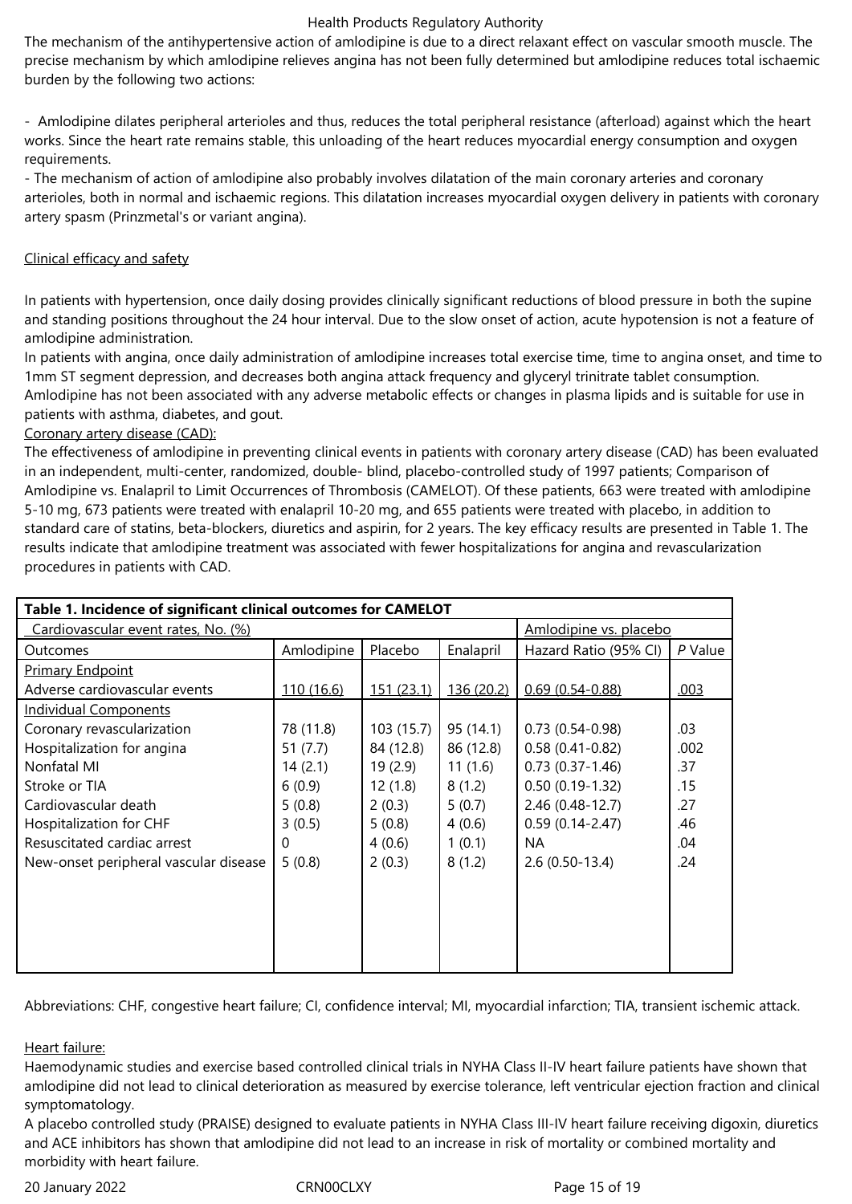The mechanism of the antihypertensive action of amlodipine is due to a direct relaxant effect on vascular smooth muscle. The precise mechanism by which amlodipine relieves angina has not been fully determined but amlodipine reduces total ischaemic burden by the following two actions:

- Amlodipine dilates peripheral arterioles and thus, reduces the total peripheral resistance (afterload) against which the heart works. Since the heart rate remains stable, this unloading of the heart reduces myocardial energy consumption and oxygen requirements.
- The mechanism of action of amlodipine also probably involves dilatation of the main coronary arteries and coronary arterioles, both in normal and ischaemic regions. This dilatation increases myocardial oxygen delivery in patients with coronary artery spasm (Prinzmetal's or variant angina).

Clinical efficacy and safety

In patients with hypertension, once daily dosing provides clinically significant reductions of blood pressure in both the supine and standing positions throughout the 24 hour interval. Due to the slow onset of action, acute hypotension is not a feature of amlodipine administration.
In patients with angina, once daily administration of amlodipine increases total exercise time, time to angina onset, and time to 1mm ST segment depression, and decreases both angina attack frequency and glyceryl trinitrate tablet consumption.
Amlodipine has not been associated with any adverse metabolic effects or changes in plasma lipids and is suitable for use in patients with asthma, diabetes, and gout.

Coronary artery disease (CAD):

The effectiveness of amlodipine in preventing clinical events in patients with coronary artery disease (CAD) has been evaluated in an independent, multi-center, randomized, double- blind, placebo-controlled study of 1997 patients; Comparison of Amlodipine vs. Enalapril to Limit Occurrences of Thrombosis (CAMELOT). Of these patients, 663 were treated with amlodipine 5-10 mg, 673 patients were treated with enalapril 10-20 mg, and 655 patients were treated with placebo, in addition to standard care of statins, beta-blockers, diuretics and aspirin, for 2 years. The key efficacy results are presented in Table 1. The results indicate that amlodipine treatment was associated with fewer hospitalizations for angina and revascularization procedures in patients with CAD.

**Table 1. Incidence of significant clinical outcomes for CAMELOT**

| Cardiovascular event rates, No. (%) | | | | Amlodipine vs. placebo | |
|---|---|---|---|---|---|
| Outcomes | Amlodipine | Placebo | Enalapril | Hazard Ratio (95% CI) | *P* Value |
| Primary Endpoint | | | | | |
| Adverse cardiovascular events | 110 (16.6) | 151 (23.1) | 136 (20.2) | 0.69 (0.54-0.88) | .003 |
| Individual Components | | | | | |
| Coronary revascularization | 78 (11.8) | 103 (15.7) | 95 (14.1) | 0.73 (0.54-0.98) | .03 |
| Hospitalization for angina | 51 (7.7) | 84 (12.8) | 86 (12.8) | 0.58 (0.41-0.82) | .002 |
| Nonfatal MI | 14 (2.1) | 19 (2.9) | 11 (1.6) | 0.73 (0.37-1.46) | .37 |
| Stroke or TIA | 6 (0.9) | 12 (1.8) | 8 (1.2) | 0.50 (0.19-1.32) | .15 |
| Cardiovascular death | 5 (0.8) | 2 (0.3) | 5 (0.7) | 2.46 (0.48-12.7) | .27 |
| Hospitalization for CHF | 3 (0.5) | 5 (0.8) | 4 (0.6) | 0.59 (0.14-2.47) | .46 |
| Resuscitated cardiac arrest | 0 | 4 (0.6) | 1 (0.1) | NA | .04 |
| New-onset peripheral vascular disease | 5 (0.8) | 2 (0.3) | 8 (1.2) | 2.6 (0.50-13.4) | .24 |

Abbreviations: CHF, congestive heart failure; CI, confidence interval; MI, myocardial infarction; TIA, transient ischemic attack.

Heart failure:

Haemodynamic studies and exercise based controlled clinical trials in NYHA Class II-IV heart failure patients have shown that amlodipine did not lead to clinical deterioration as measured by exercise tolerance, left ventricular ejection fraction and clinical symptomatology.
A placebo controlled study (PRAISE) designed to evaluate patients in NYHA Class III-IV heart failure receiving digoxin, diuretics and ACE inhibitors has shown that amlodipine did not lead to an increase in risk of mortality or combined mortality and morbidity with heart failure.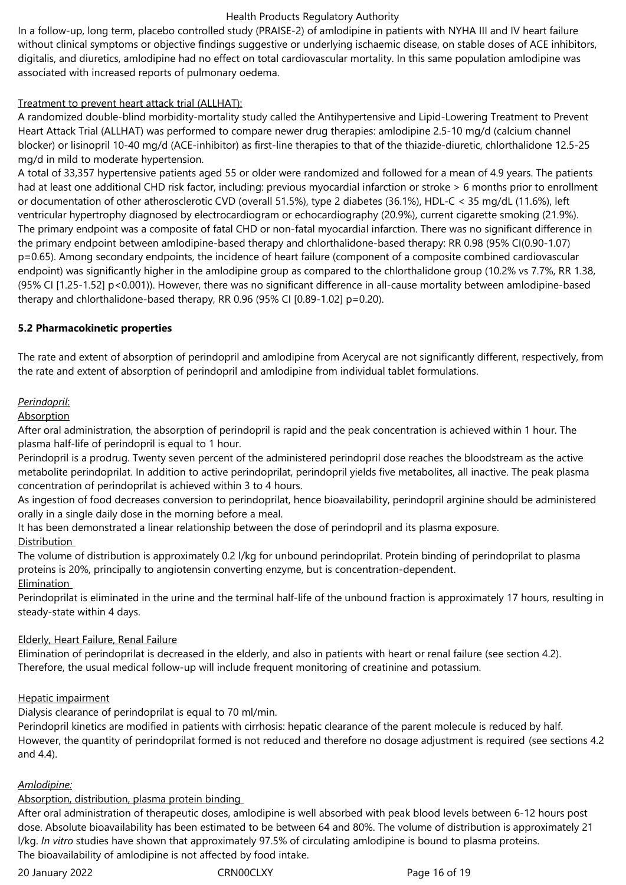In a follow-up, long term, placebo controlled study (PRAISE-2) of amlodipine in patients with NYHA III and IV heart failure without clinical symptoms or objective findings suggestive or underlying ischaemic disease, on stable doses of ACE inhibitors, digitalis, and diuretics, amlodipine had no effect on total cardiovascular mortality. In this same population amlodipine was associated with increased reports of pulmonary oedema.

Treatment to prevent heart attack trial (ALLHAT):

A randomized double-blind morbidity-mortality study called the Antihypertensive and Lipid-Lowering Treatment to Prevent Heart Attack Trial (ALLHAT) was performed to compare newer drug therapies: amlodipine 2.5-10 mg/d (calcium channel blocker) or lisinopril 10-40 mg/d (ACE-inhibitor) as first-line therapies to that of the thiazide-diuretic, chlorthalidone 12.5-25 mg/d in mild to moderate hypertension.

A total of 33,357 hypertensive patients aged 55 or older were randomized and followed for a mean of 4.9 years. The patients had at least one additional CHD risk factor, including: previous myocardial infarction or stroke > 6 months prior to enrollment or documentation of other atherosclerotic CVD (overall 51.5%), type 2 diabetes (36.1%), HDL-C < 35 mg/dL (11.6%), left ventricular hypertrophy diagnosed by electrocardiogram or echocardiography (20.9%), current cigarette smoking (21.9%).

The primary endpoint was a composite of fatal CHD or non-fatal myocardial infarction. There was no significant difference in the primary endpoint between amlodipine-based therapy and chlorthalidone-based therapy: RR 0.98 (95% CI(0.90-1.07) p=0.65). Among secondary endpoints, the incidence of heart failure (component of a composite combined cardiovascular endpoint) was significantly higher in the amlodipine group as compared to the chlorthalidone group (10.2% vs 7.7%, RR 1.38, (95% CI [1.25-1.52] p<0.001)). However, there was no significant difference in all-cause mortality between amlodipine-based therapy and chlorthalidone-based therapy, RR 0.96 (95% CI [0.89-1.02] p=0.20).

**5.2 Pharmacokinetic properties**

The rate and extent of absorption of perindopril and amlodipine from Acerycal are not significantly different, respectively, from the rate and extent of absorption of perindopril and amlodipine from individual tablet formulations.

*Perindopril*:

Absorption

After oral administration, the absorption of perindopril is rapid and the peak concentration is achieved within 1 hour. The plasma half-life of perindopril is equal to 1 hour.

Perindopril is a prodrug. Twenty seven percent of the administered perindopril dose reaches the bloodstream as the active metabolite perindoprilat. In addition to active perindoprilat, perindopril yields five metabolites, all inactive. The peak plasma concentration of perindoprilat is achieved within 3 to 4 hours.

As ingestion of food decreases conversion to perindoprilat, hence bioavailability, perindopril arginine should be administered orally in a single daily dose in the morning before a meal.

It has been demonstrated a linear relationship between the dose of perindopril and its plasma exposure.

Distribution

The volume of distribution is approximately 0.2 l/kg for unbound perindoprilat. Protein binding of perindoprilat to plasma proteins is 20%, principally to angiotensin converting enzyme, but is concentration-dependent.

Elimination

Perindoprilat is eliminated in the urine and the terminal half-life of the unbound fraction is approximately 17 hours, resulting in steady-state within 4 days.

Elderly, Heart Failure, Renal Failure

Elimination of perindoprilat is decreased in the elderly, and also in patients with heart or renal failure (see section 4.2). Therefore, the usual medical follow-up will include frequent monitoring of creatinine and potassium.

Hepatic impairment

Dialysis clearance of perindoprilat is equal to 70 ml/min.

Perindopril kinetics are modified in patients with cirrhosis: hepatic clearance of the parent molecule is reduced by half. However, the quantity of perindoprilat formed is not reduced and therefore no dosage adjustment is required (see sections 4.2 and 4.4).

*Amlodipine:*

Absorption, distribution, plasma protein binding

After oral administration of therapeutic doses, amlodipine is well absorbed with peak blood levels between 6-12 hours post dose. Absolute bioavailability has been estimated to be between 64 and 80%. The volume of distribution is approximately 21 l/kg. *In vitro* studies have shown that approximately 97.5% of circulating amlodipine is bound to plasma proteins.

The bioavailability of amlodipine is not affected by food intake.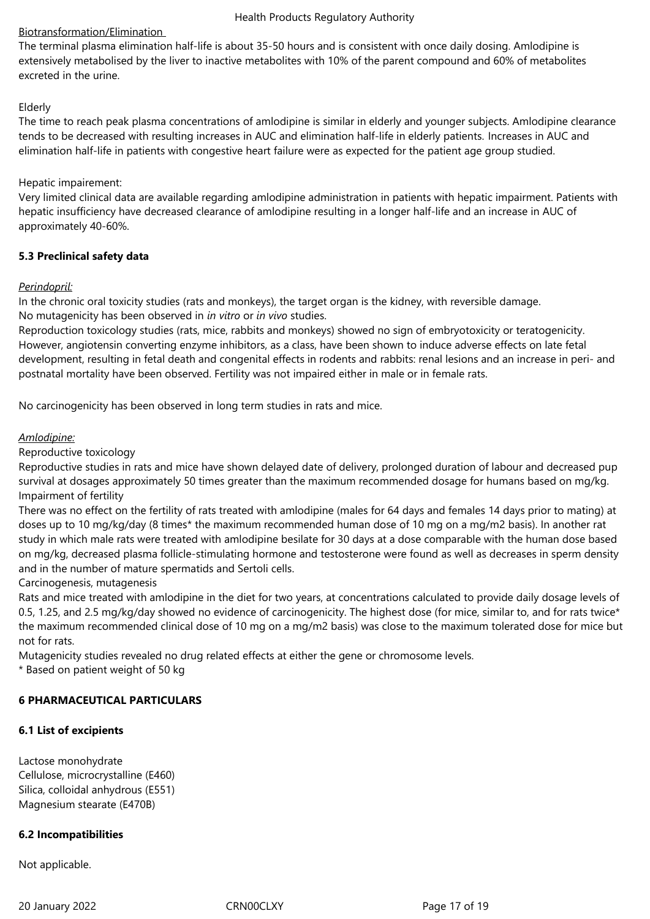Biotransformation/Elimination

The terminal plasma elimination half-life is about 35-50 hours and is consistent with once daily dosing. Amlodipine is extensively metabolised by the liver to inactive metabolites with 10% of the parent compound and 60% of metabolites excreted in the urine.

Elderly

The time to reach peak plasma concentrations of amlodipine is similar in elderly and younger subjects. Amlodipine clearance tends to be decreased with resulting increases in AUC and elimination half-life in elderly patients. Increases in AUC and elimination half-life in patients with congestive heart failure were as expected for the patient age group studied.

Hepatic impairment:

Very limited clinical data are available regarding amlodipine administration in patients with hepatic impairment. Patients with hepatic insufficiency have decreased clearance of amlodipine resulting in a longer half-life and an increase in AUC of approximately 40-60%.

### 5.3 Preclinical safety data

*Perindopril:*

In the chronic oral toxicity studies (rats and monkeys), the target organ is the kidney, with reversible damage.
No mutagenicity has been observed in *in vitro* or *in vivo* studies.
Reproduction toxicology studies (rats, mice, rabbits and monkeys) showed no sign of embryotoxicity or teratogenicity. However, angiotensin converting enzyme inhibitors, as a class, have been shown to induce adverse effects on late fetal development, resulting in fetal death and congenital effects in rodents and rabbits: renal lesions and an increase in peri- and postnatal mortality have been observed. Fertility was not impaired either in male or in female rats.

No carcinogenicity has been observed in long term studies in rats and mice.

*Amlodipine:*

Reproductive toxicology

Reproductive studies in rats and mice have shown delayed date of delivery, prolonged duration of labour and decreased pup survival at dosages approximately 50 times greater than the maximum recommended dosage for humans based on mg/kg.

Impairment of fertility

There was no effect on the fertility of rats treated with amlodipine (males for 64 days and females 14 days prior to mating) at doses up to 10 mg/kg/day (8 times* the maximum recommended human dose of 10 mg on a mg/m2 basis). In another rat study in which male rats were treated with amlodipine besilate for 30 days at a dose comparable with the human dose based on mg/kg, decreased plasma follicle-stimulating hormone and testosterone were found as well as decreases in sperm density and in the number of mature spermatids and Sertoli cells.

Carcinogenesis, mutagenesis

Rats and mice treated with amlodipine in the diet for two years, at concentrations calculated to provide daily dosage levels of 0.5, 1.25, and 2.5 mg/kg/day showed no evidence of carcinogenicity. The highest dose (for mice, similar to, and for rats twice* the maximum recommended clinical dose of 10 mg on a mg/m2 basis) was close to the maximum tolerated dose for mice but not for rats.

Mutagenicity studies revealed no drug related effects at either the gene or chromosome levels.

* Based on patient weight of 50 kg

## 6 PHARMACEUTICAL PARTICULARS

### 6.1 List of excipients

Lactose monohydrate
Cellulose, microcrystalline (E460)
Silica, colloidal anhydrous (E551)
Magnesium stearate (E470B)

### 6.2 Incompatibilities

Not applicable.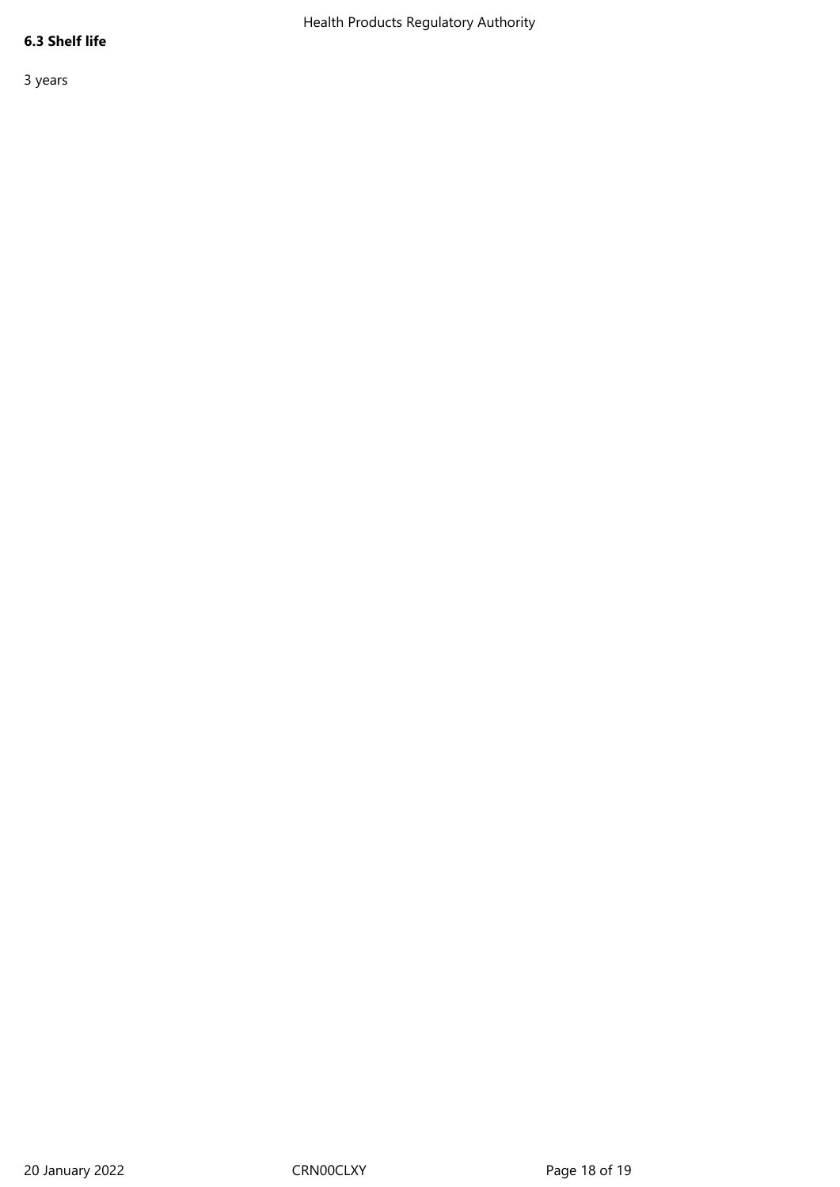**6.3 Shelf life**

3 years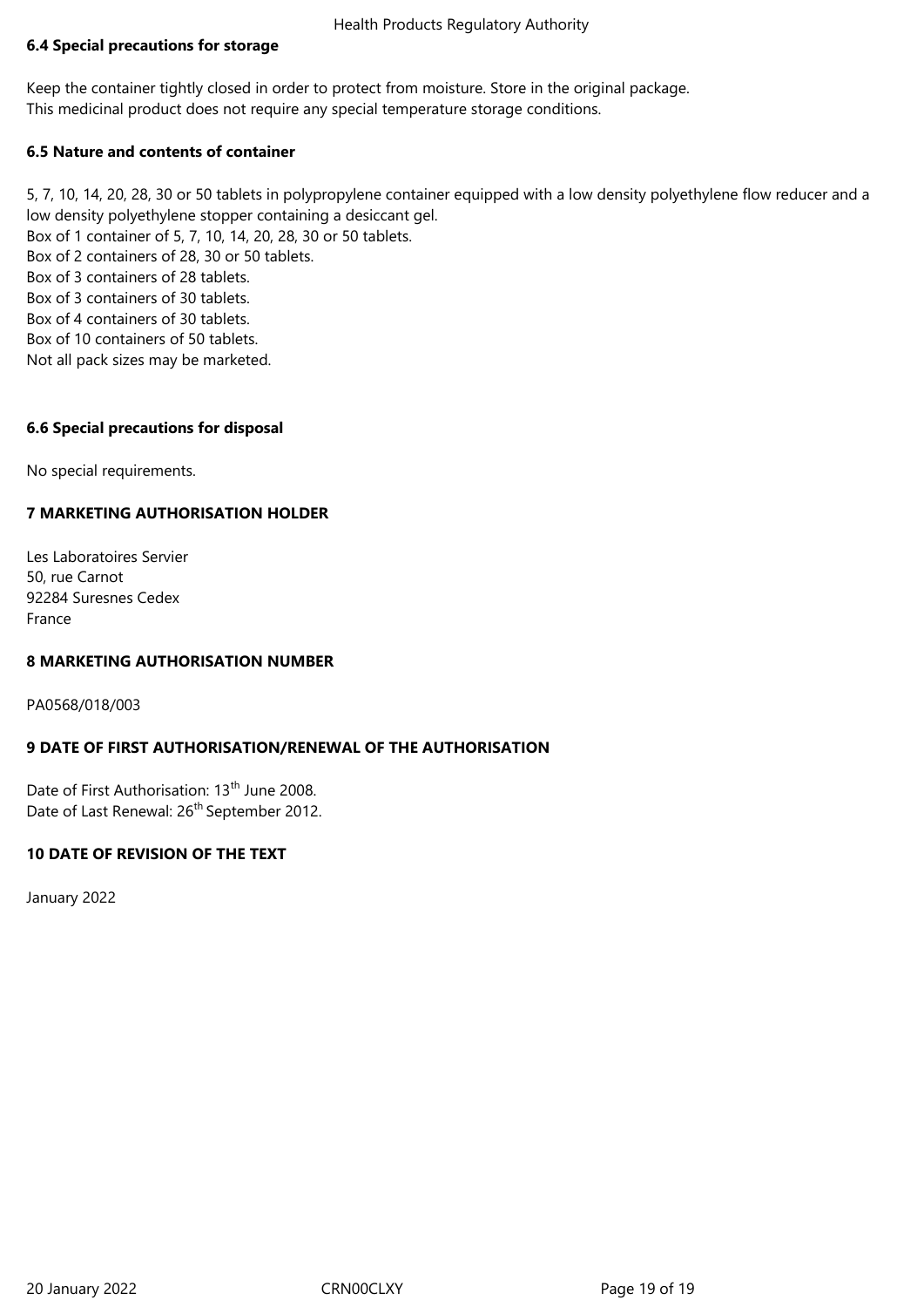### 6.4 Special precautions for storage

Keep the container tightly closed in order to protect from moisture. Store in the original package.
This medicinal product does not require any special temperature storage conditions.

### 6.5 Nature and contents of container

5, 7, 10, 14, 20, 28, 30 or 50 tablets in polypropylene container equipped with a low density polyethylene flow reducer and a low density polyethylene stopper containing a desiccant gel.
Box of 1 container of 5, 7, 10, 14, 20, 28, 30 or 50 tablets.
Box of 2 containers of 28, 30 or 50 tablets.
Box of 3 containers of 28 tablets.
Box of 3 containers of 30 tablets.
Box of 4 containers of 30 tablets.
Box of 10 containers of 50 tablets.
Not all pack sizes may be marketed.

### 6.6 Special precautions for disposal

No special requirements.

## 7 MARKETING AUTHORISATION HOLDER

Les Laboratoires Servier
50, rue Carnot
92284 Suresnes Cedex
France

## 8 MARKETING AUTHORISATION NUMBER

PA0568/018/003

## 9 DATE OF FIRST AUTHORISATION/RENEWAL OF THE AUTHORISATION

Date of First Authorisation: 13th June 2008.
Date of Last Renewal: 26th September 2012.

## 10 DATE OF REVISION OF THE TEXT

January 2022